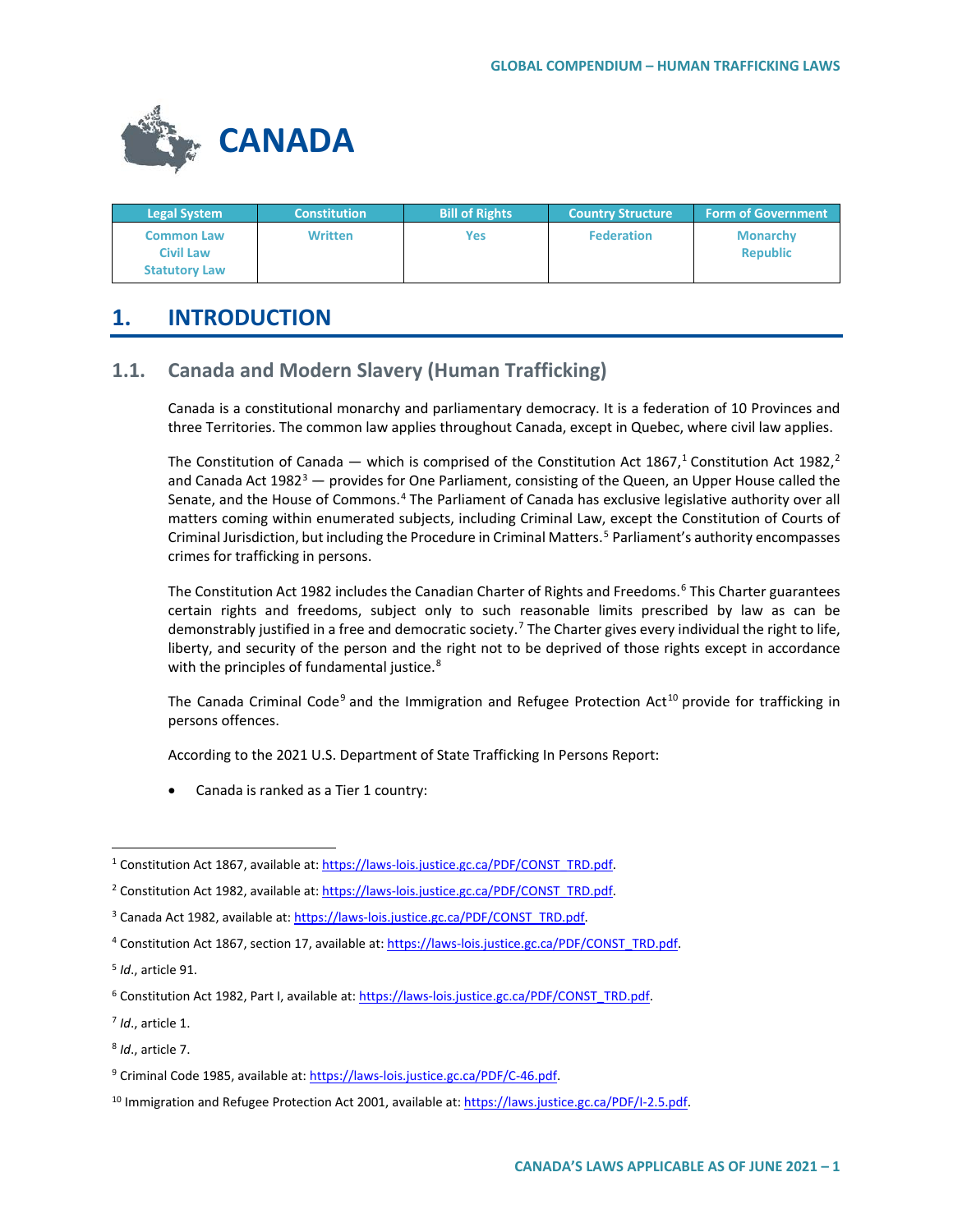# CANADA

| Legal System | Constitution | Bill of Rights | Country Structure | Form of Government |
| --- | --- | --- | --- | --- |
| Common Law<br>Civil Law<br>Statutory Law | Written | Yes | Federation | Monarchy<br>Republic |

## 1. INTRODUCTION

### 1.1. Canada and Modern Slavery (Human Trafficking)

Canada is a constitutional monarchy and parliamentary democracy. It is a federation of 10 Provinces and three Territories. The common law applies throughout Canada, except in Quebec, where civil law applies.

The Constitution of Canada — which is comprised of the Constitution Act 1867,[1] Constitution Act 1982,[2] and Canada Act 1982[3] — provides for One Parliament, consisting of the Queen, an Upper House called the Senate, and the House of Commons.[4] The Parliament of Canada has exclusive legislative authority over all matters coming within enumerated subjects, including Criminal Law, except the Constitution of Courts of Criminal Jurisdiction, but including the Procedure in Criminal Matters.[5] Parliament's authority encompasses crimes for trafficking in persons.

The Constitution Act 1982 includes the Canadian Charter of Rights and Freedoms.[6] This Charter guarantees certain rights and freedoms, subject only to such reasonable limits prescribed by law as can be demonstrably justified in a free and democratic society.[7] The Charter gives every individual the right to life, liberty, and security of the person and the right not to be deprived of those rights except in accordance with the principles of fundamental justice.[8]

The Canada Criminal Code[9] and the Immigration and Refugee Protection Act[10] provide for trafficking in persons offences.

According to the 2021 U.S. Department of State Trafficking In Persons Report:

- Canada is ranked as a Tier 1 country:

---

[1] Constitution Act 1867, available at: https://laws-lois.justice.gc.ca/PDF/CONST_TRD.pdf.

[2] Constitution Act 1982, available at: https://laws-lois.justice.gc.ca/PDF/CONST_TRD.pdf.

[3] Canada Act 1982, available at: https://laws-lois.justice.gc.ca/PDF/CONST_TRD.pdf.

[4] Constitution Act 1867, section 17, available at: https://laws-lois.justice.gc.ca/PDF/CONST_TRD.pdf.

[5] *Id*., article 91.

[6] Constitution Act 1982, Part I, available at: https://laws-lois.justice.gc.ca/PDF/CONST_TRD.pdf.

[7] *Id*., article 1.

[8] *Id*., article 7.

[9] Criminal Code 1985, available at: https://laws-lois.justice.gc.ca/PDF/C-46.pdf.

[10] Immigration and Refugee Protection Act 2001, available at: https://laws.justice.gc.ca/PDF/I-2.5.pdf.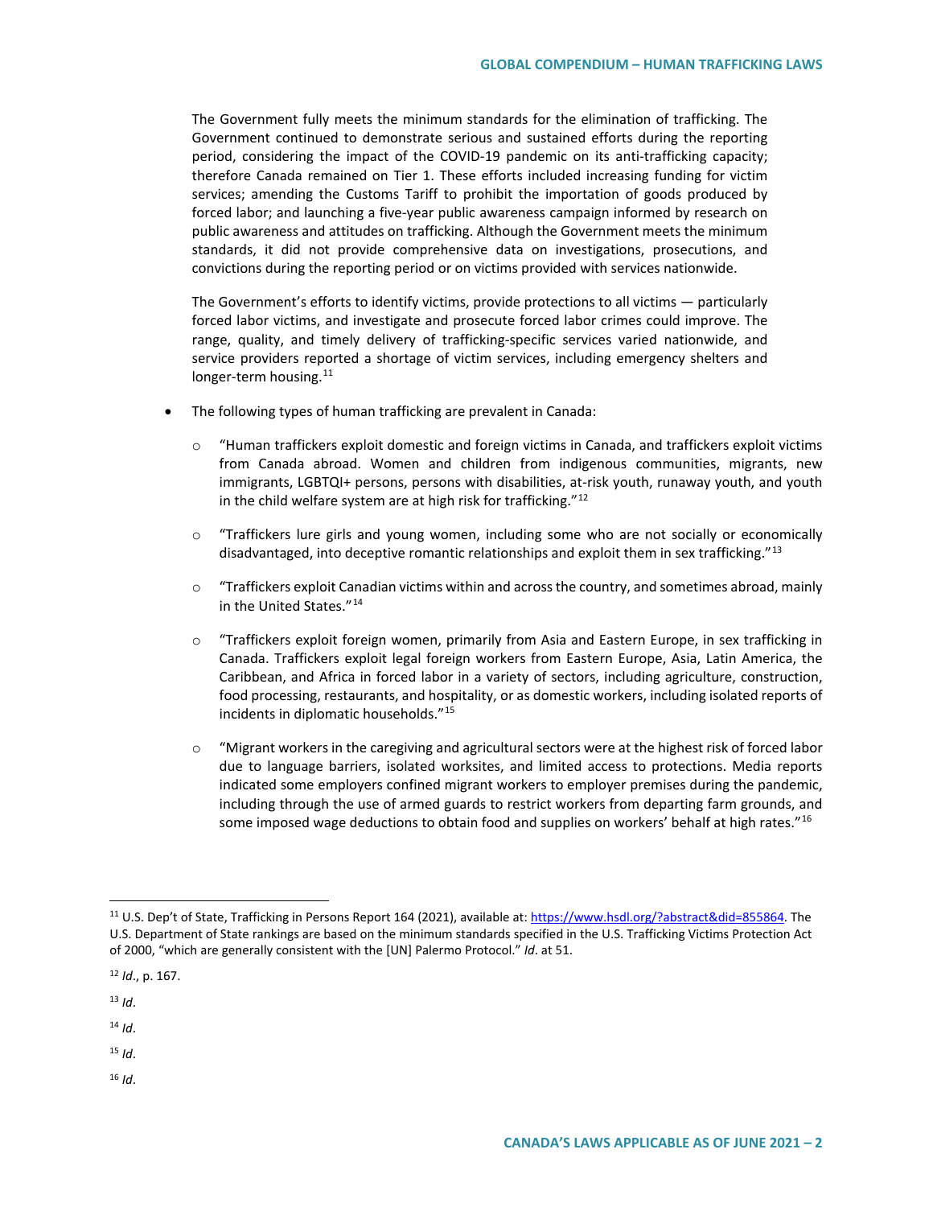The Government fully meets the minimum standards for the elimination of trafficking. The Government continued to demonstrate serious and sustained efforts during the reporting period, considering the impact of the COVID-19 pandemic on its anti-trafficking capacity; therefore Canada remained on Tier 1. These efforts included increasing funding for victim services; amending the Customs Tariff to prohibit the importation of goods produced by forced labor; and launching a five-year public awareness campaign informed by research on public awareness and attitudes on trafficking. Although the Government meets the minimum standards, it did not provide comprehensive data on investigations, prosecutions, and convictions during the reporting period or on victims provided with services nationwide.

The Government's efforts to identify victims, provide protections to all victims — particularly forced labor victims, and investigate and prosecute forced labor crimes could improve. The range, quality, and timely delivery of trafficking-specific services varied nationwide, and service providers reported a shortage of victim services, including emergency shelters and longer-term housing.[11]

- The following types of human trafficking are prevalent in Canada:
  - "Human traffickers exploit domestic and foreign victims in Canada, and traffickers exploit victims from Canada abroad. Women and children from indigenous communities, migrants, new immigrants, LGBTQI+ persons, persons with disabilities, at-risk youth, runaway youth, and youth in the child welfare system are at high risk for trafficking."[12]
  - "Traffickers lure girls and young women, including some who are not socially or economically disadvantaged, into deceptive romantic relationships and exploit them in sex trafficking."[13]
  - "Traffickers exploit Canadian victims within and across the country, and sometimes abroad, mainly in the United States."[14]
  - "Traffickers exploit foreign women, primarily from Asia and Eastern Europe, in sex trafficking in Canada. Traffickers exploit legal foreign workers from Eastern Europe, Asia, Latin America, the Caribbean, and Africa in forced labor in a variety of sectors, including agriculture, construction, food processing, restaurants, and hospitality, or as domestic workers, including isolated reports of incidents in diplomatic households."[15]
  - "Migrant workers in the caregiving and agricultural sectors were at the highest risk of forced labor due to language barriers, isolated worksites, and limited access to protections. Media reports indicated some employers confined migrant workers to employer premises during the pandemic, including through the use of armed guards to restrict workers from departing farm grounds, and some imposed wage deductions to obtain food and supplies on workers' behalf at high rates."[16]

---

[11] U.S. Dep't of State, Trafficking in Persons Report 164 (2021), available at: https://www.hsdl.org/?abstract&did=855864. The U.S. Department of State rankings are based on the minimum standards specified in the U.S. Trafficking Victims Protection Act of 2000, "which are generally consistent with the [UN] Palermo Protocol." *Id*. at 51.

[12] *Id*., p. 167.

[13] *Id*.

[14] *Id*.

[15] *Id*.

[16] *Id*.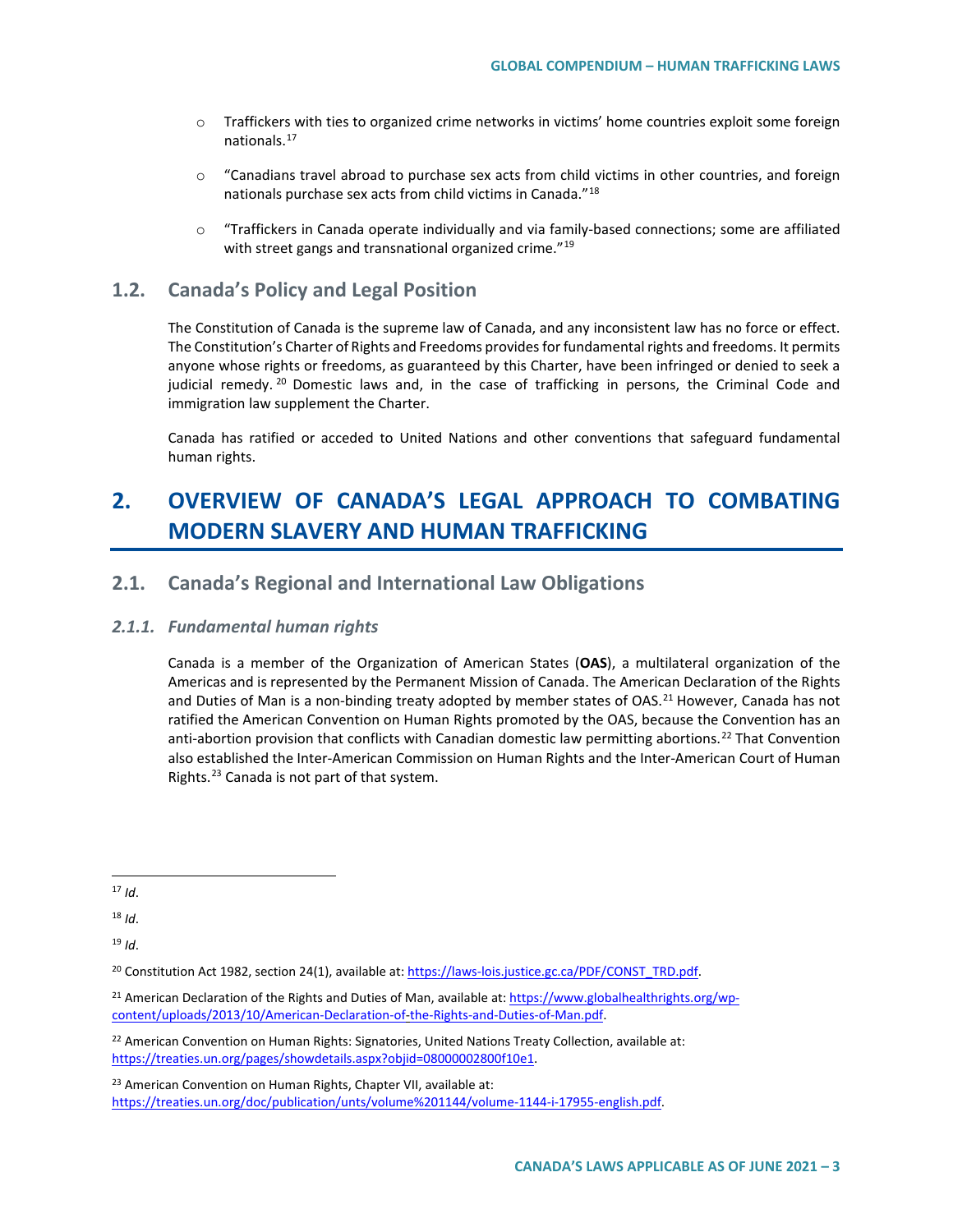- Traffickers with ties to organized crime networks in victims' home countries exploit some foreign nationals.[17]
- "Canadians travel abroad to purchase sex acts from child victims in other countries, and foreign nationals purchase sex acts from child victims in Canada."[18]
- "Traffickers in Canada operate individually and via family-based connections; some are affiliated with street gangs and transnational organized crime."[19]

## 1.2. Canada's Policy and Legal Position

The Constitution of Canada is the supreme law of Canada, and any inconsistent law has no force or effect. The Constitution's Charter of Rights and Freedoms provides for fundamental rights and freedoms. It permits anyone whose rights or freedoms, as guaranteed by this Charter, have been infringed or denied to seek a judicial remedy.[20] Domestic laws and, in the case of trafficking in persons, the Criminal Code and immigration law supplement the Charter.

Canada has ratified or acceded to United Nations and other conventions that safeguard fundamental human rights.

# 2. OVERVIEW OF CANADA'S LEGAL APPROACH TO COMBATING MODERN SLAVERY AND HUMAN TRAFFICKING

## 2.1. Canada's Regional and International Law Obligations

### *2.1.1. Fundamental human rights*

Canada is a member of the Organization of American States (**OAS**), a multilateral organization of the Americas and is represented by the Permanent Mission of Canada. The American Declaration of the Rights and Duties of Man is a non-binding treaty adopted by member states of OAS.[21] However, Canada has not ratified the American Convention on Human Rights promoted by the OAS, because the Convention has an anti-abortion provision that conflicts with Canadian domestic law permitting abortions.[22] That Convention also established the Inter-American Commission on Human Rights and the Inter-American Court of Human Rights.[23] Canada is not part of that system.

---

[17] *Id*.

[18] *Id*.

[19] *Id*.

[20] Constitution Act 1982, section 24(1), available at: https://laws-lois.justice.gc.ca/PDF/CONST_TRD.pdf.

[21] American Declaration of the Rights and Duties of Man, available at: https://www.globalhealthrights.org/wp-content/uploads/2013/10/American-Declaration-of-the-Rights-and-Duties-of-Man.pdf.

[22] American Convention on Human Rights: Signatories, United Nations Treaty Collection, available at: https://treaties.un.org/pages/showdetails.aspx?objid=08000002800f10e1.

[23] American Convention on Human Rights, Chapter VII, available at: https://treaties.un.org/doc/publication/unts/volume%201144/volume-1144-i-17955-english.pdf.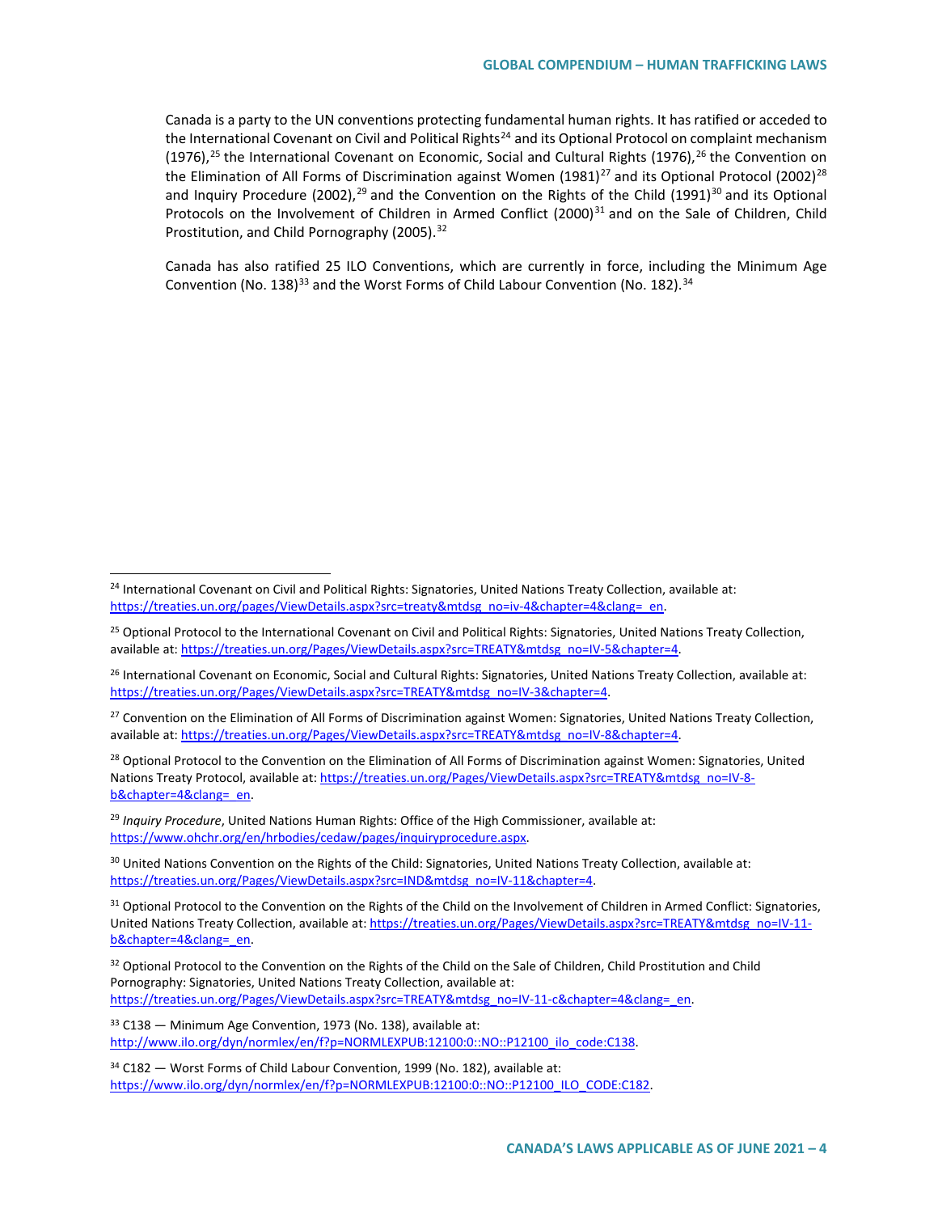Canada is a party to the UN conventions protecting fundamental human rights. It has ratified or acceded to the International Covenant on Civil and Political Rights[24] and its Optional Protocol on complaint mechanism (1976),[25] the International Covenant on Economic, Social and Cultural Rights (1976),[26] the Convention on the Elimination of All Forms of Discrimination against Women (1981)[27] and its Optional Protocol (2002)[28] and Inquiry Procedure (2002),[29] and the Convention on the Rights of the Child (1991)[30] and its Optional Protocols on the Involvement of Children in Armed Conflict (2000)[31] and on the Sale of Children, Child Prostitution, and Child Pornography (2005).[32]

Canada has also ratified 25 ILO Conventions, which are currently in force, including the Minimum Age Convention (No. 138)[33] and the Worst Forms of Child Labour Convention (No. 182).[34]

---

[24] International Covenant on Civil and Political Rights: Signatories, United Nations Treaty Collection, available at: https://treaties.un.org/pages/ViewDetails.aspx?src=treaty&mtdsg_no=iv-4&chapter=4&clang=_en.

[25] Optional Protocol to the International Covenant on Civil and Political Rights: Signatories, United Nations Treaty Collection, available at: https://treaties.un.org/Pages/ViewDetails.aspx?src=TREATY&mtdsg_no=IV-5&chapter=4.

[26] International Covenant on Economic, Social and Cultural Rights: Signatories, United Nations Treaty Collection, available at: https://treaties.un.org/Pages/ViewDetails.aspx?src=TREATY&mtdsg_no=IV-3&chapter=4.

[27] Convention on the Elimination of All Forms of Discrimination against Women: Signatories, United Nations Treaty Collection, available at: https://treaties.un.org/Pages/ViewDetails.aspx?src=TREATY&mtdsg_no=IV-8&chapter=4.

[28] Optional Protocol to the Convention on the Elimination of All Forms of Discrimination against Women: Signatories, United Nations Treaty Protocol, available at: https://treaties.un.org/Pages/ViewDetails.aspx?src=TREATY&mtdsg_no=IV-8-b&chapter=4&clang=_en.

[29] *Inquiry Procedure*, United Nations Human Rights: Office of the High Commissioner, available at: https://www.ohchr.org/en/hrbodies/cedaw/pages/inquiryprocedure.aspx.

[30] United Nations Convention on the Rights of the Child: Signatories, United Nations Treaty Collection, available at: https://treaties.un.org/Pages/ViewDetails.aspx?src=IND&mtdsg_no=IV-11&chapter=4.

[31] Optional Protocol to the Convention on the Rights of the Child on the Involvement of Children in Armed Conflict: Signatories, United Nations Treaty Collection, available at: https://treaties.un.org/Pages/ViewDetails.aspx?src=TREATY&mtdsg_no=IV-11-b&chapter=4&clang=_en.

[32] Optional Protocol to the Convention on the Rights of the Child on the Sale of Children, Child Prostitution and Child Pornography: Signatories, United Nations Treaty Collection, available at: https://treaties.un.org/Pages/ViewDetails.aspx?src=TREATY&mtdsg_no=IV-11-c&chapter=4&clang=_en.

[33] C138 — Minimum Age Convention, 1973 (No. 138), available at: http://www.ilo.org/dyn/normlex/en/f?p=NORMLEXPUB:12100:0::NO::P12100_ilo_code:C138.

[34] C182 — Worst Forms of Child Labour Convention, 1999 (No. 182), available at: https://www.ilo.org/dyn/normlex/en/f?p=NORMLEXPUB:12100:0::NO::P12100_ILO_CODE:C182.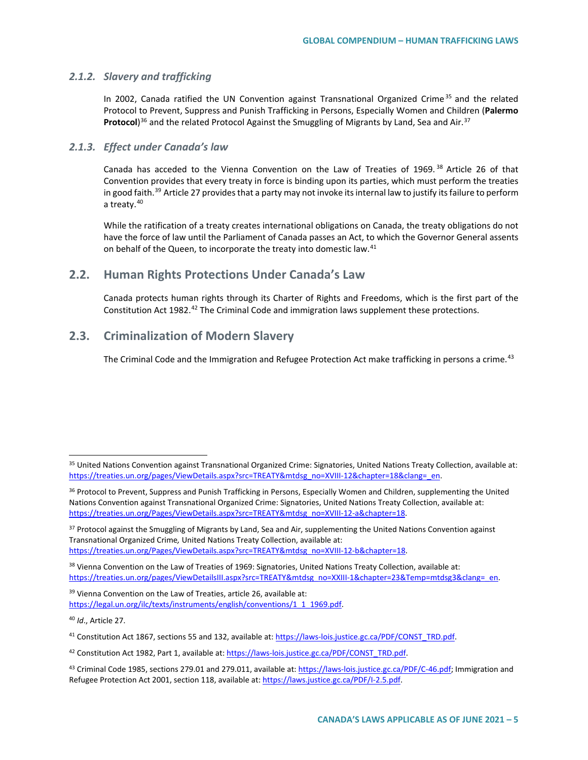### *2.1.2. Slavery and trafficking*

In 2002, Canada ratified the UN Convention against Transnational Organized Crime[35] and the related Protocol to Prevent, Suppress and Punish Trafficking in Persons, Especially Women and Children (**Palermo Protocol**)[36] and the related Protocol Against the Smuggling of Migrants by Land, Sea and Air.[37]

### *2.1.3. Effect under Canada's law*

Canada has acceded to the Vienna Convention on the Law of Treaties of 1969.[38] Article 26 of that Convention provides that every treaty in force is binding upon its parties, which must perform the treaties in good faith.[39] Article 27 provides that a party may not invoke its internal law to justify its failure to perform a treaty.[40]

While the ratification of a treaty creates international obligations on Canada, the treaty obligations do not have the force of law until the Parliament of Canada passes an Act, to which the Governor General assents on behalf of the Queen, to incorporate the treaty into domestic law.[41]

## 2.2. Human Rights Protections Under Canada's Law

Canada protects human rights through its Charter of Rights and Freedoms, which is the first part of the Constitution Act 1982.[42] The Criminal Code and immigration laws supplement these protections.

## 2.3. Criminalization of Modern Slavery

The Criminal Code and the Immigration and Refugee Protection Act make trafficking in persons a crime.[43]

---

[35] United Nations Convention against Transnational Organized Crime: Signatories, United Nations Treaty Collection, available at: https://treaties.un.org/pages/ViewDetails.aspx?src=TREATY&mtdsg_no=XVIII-12&chapter=18&clang=_en.

[36] Protocol to Prevent, Suppress and Punish Trafficking in Persons, Especially Women and Children, supplementing the United Nations Convention against Transnational Organized Crime: Signatories, United Nations Treaty Collection, available at: https://treaties.un.org/Pages/ViewDetails.aspx?src=TREATY&mtdsg_no=XVIII-12-a&chapter=18.

[37] Protocol against the Smuggling of Migrants by Land, Sea and Air, supplementing the United Nations Convention against Transnational Organized Crime*,* United Nations Treaty Collection, available at: https://treaties.un.org/Pages/ViewDetails.aspx?src=TREATY&mtdsg_no=XVIII-12-b&chapter=18.

[38] Vienna Convention on the Law of Treaties of 1969: Signatories, United Nations Treaty Collection, available at: https://treaties.un.org/pages/ViewDetailsIII.aspx?src=TREATY&mtdsg_no=XXIII-1&chapter=23&Temp=mtdsg3&clang=_en.

[39] Vienna Convention on the Law of Treaties, article 26, available at: https://legal.un.org/ilc/texts/instruments/english/conventions/1_1_1969.pdf.

[40] *Id*., Article 27.

[41] Constitution Act 1867, sections 55 and 132, available at: https://laws-lois.justice.gc.ca/PDF/CONST_TRD.pdf.

[42] Constitution Act 1982, Part 1, available at: https://laws-lois.justice.gc.ca/PDF/CONST_TRD.pdf.

[43] Criminal Code 1985, sections 279.01 and 279.011, available at: https://laws-lois.justice.gc.ca/PDF/C-46.pdf; Immigration and Refugee Protection Act 2001, section 118, available at: https://laws.justice.gc.ca/PDF/I-2.5.pdf.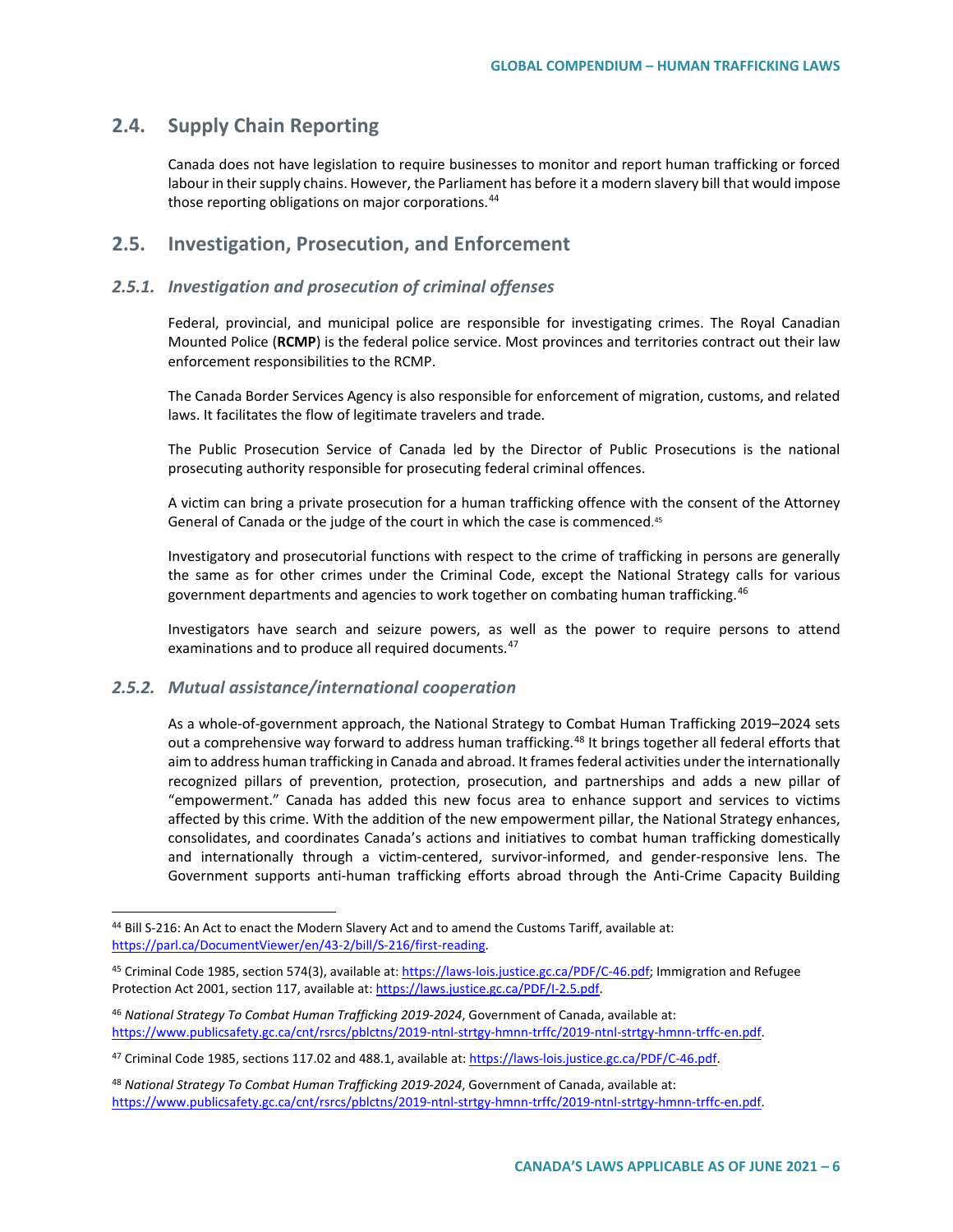## 2.4. Supply Chain Reporting

Canada does not have legislation to require businesses to monitor and report human trafficking or forced labour in their supply chains. However, the Parliament has before it a modern slavery bill that would impose those reporting obligations on major corporations.[44]

## 2.5. Investigation, Prosecution, and Enforcement

### *2.5.1. Investigation and prosecution of criminal offenses*

Federal, provincial, and municipal police are responsible for investigating crimes. The Royal Canadian Mounted Police (**RCMP**) is the federal police service. Most provinces and territories contract out their law enforcement responsibilities to the RCMP.

The Canada Border Services Agency is also responsible for enforcement of migration, customs, and related laws. It facilitates the flow of legitimate travelers and trade.

The Public Prosecution Service of Canada led by the Director of Public Prosecutions is the national prosecuting authority responsible for prosecuting federal criminal offences.

A victim can bring a private prosecution for a human trafficking offence with the consent of the Attorney General of Canada or the judge of the court in which the case is commenced.[45]

Investigatory and prosecutorial functions with respect to the crime of trafficking in persons are generally the same as for other crimes under the Criminal Code, except the National Strategy calls for various government departments and agencies to work together on combating human trafficking.[46]

Investigators have search and seizure powers, as well as the power to require persons to attend examinations and to produce all required documents.[47]

### *2.5.2. Mutual assistance/international cooperation*

As a whole-of-government approach, the National Strategy to Combat Human Trafficking 2019–2024 sets out a comprehensive way forward to address human trafficking.[48] It brings together all federal efforts that aim to address human trafficking in Canada and abroad. It frames federal activities under the internationally recognized pillars of prevention, protection, prosecution, and partnerships and adds a new pillar of "empowerment." Canada has added this new focus area to enhance support and services to victims affected by this crime. With the addition of the new empowerment pillar, the National Strategy enhances, consolidates, and coordinates Canada's actions and initiatives to combat human trafficking domestically and internationally through a victim-centered, survivor-informed, and gender-responsive lens. The Government supports anti-human trafficking efforts abroad through the Anti-Crime Capacity Building

---

[44] Bill S-216: An Act to enact the Modern Slavery Act and to amend the Customs Tariff, available at: https://parl.ca/DocumentViewer/en/43-2/bill/S-216/first-reading.

[45] Criminal Code 1985, section 574(3), available at: https://laws-lois.justice.gc.ca/PDF/C-46.pdf; Immigration and Refugee Protection Act 2001, section 117, available at: https://laws.justice.gc.ca/PDF/I-2.5.pdf.

[46] *National Strategy To Combat Human Trafficking 2019-2024*, Government of Canada, available at: https://www.publicsafety.gc.ca/cnt/rsrcs/pblctns/2019-ntnl-strtgy-hmnn-trffc/2019-ntnl-strtgy-hmnn-trffc-en.pdf.

[47] Criminal Code 1985, sections 117.02 and 488.1, available at: https://laws-lois.justice.gc.ca/PDF/C-46.pdf.

[48] *National Strategy To Combat Human Trafficking 2019-2024*, Government of Canada, available at: https://www.publicsafety.gc.ca/cnt/rsrcs/pblctns/2019-ntnl-strtgy-hmnn-trffc/2019-ntnl-strtgy-hmnn-trffc-en.pdf.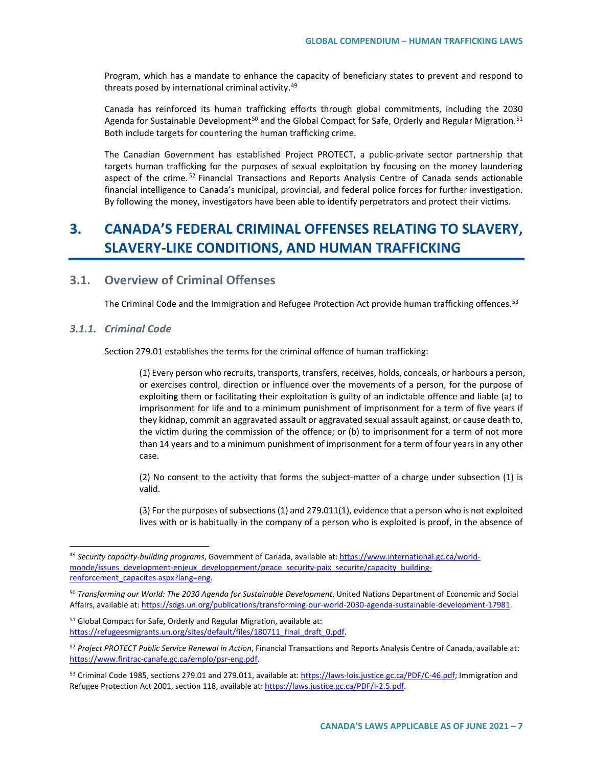Program, which has a mandate to enhance the capacity of beneficiary states to prevent and respond to threats posed by international criminal activity.[49]

Canada has reinforced its human trafficking efforts through global commitments, including the 2030 Agenda for Sustainable Development[50] and the Global Compact for Safe, Orderly and Regular Migration.[51] Both include targets for countering the human trafficking crime.

The Canadian Government has established Project PROTECT, a public-private sector partnership that targets human trafficking for the purposes of sexual exploitation by focusing on the money laundering aspect of the crime.[52] Financial Transactions and Reports Analysis Centre of Canada sends actionable financial intelligence to Canada's municipal, provincial, and federal police forces for further investigation. By following the money, investigators have been able to identify perpetrators and protect their victims.

# 3. CANADA'S FEDERAL CRIMINAL OFFENSES RELATING TO SLAVERY, SLAVERY-LIKE CONDITIONS, AND HUMAN TRAFFICKING

## 3.1. Overview of Criminal Offenses

The Criminal Code and the Immigration and Refugee Protection Act provide human trafficking offences.[53]

### *3.1.1. Criminal Code*

Section 279.01 establishes the terms for the criminal offence of human trafficking:

> (1) Every person who recruits, transports, transfers, receives, holds, conceals, or harbours a person, or exercises control, direction or influence over the movements of a person, for the purpose of exploiting them or facilitating their exploitation is guilty of an indictable offence and liable (a) to imprisonment for life and to a minimum punishment of imprisonment for a term of five years if they kidnap, commit an aggravated assault or aggravated sexual assault against, or cause death to, the victim during the commission of the offence; or (b) to imprisonment for a term of not more than 14 years and to a minimum punishment of imprisonment for a term of four years in any other case.
>
> (2) No consent to the activity that forms the subject-matter of a charge under subsection (1) is valid.
>
> (3) For the purposes of subsections (1) and 279.011(1), evidence that a person who is not exploited lives with or is habitually in the company of a person who is exploited is proof, in the absence of

---

[49] *Security capacity-building programs*, Government of Canada, available at: https://www.international.gc.ca/world-monde/issues_development-enjeux_developpement/peace_security-paix_securite/capacity_building-renforcement_capacites.aspx?lang=eng.

[50] *Transforming our World: The 2030 Agenda for Sustainable Development*, United Nations Department of Economic and Social Affairs, available at: https://sdgs.un.org/publications/transforming-our-world-2030-agenda-sustainable-development-17981.

[51] Global Compact for Safe, Orderly and Regular Migration, available at: https://refugeesmigrants.un.org/sites/default/files/180711_final_draft_0.pdf.

[52] *Project PROTECT Public Service Renewal in Action*, Financial Transactions and Reports Analysis Centre of Canada, available at: https://www.fintrac-canafe.gc.ca/emplo/psr-eng.pdf.

[53] Criminal Code 1985, sections 279.01 and 279.011, available at: https://laws-lois.justice.gc.ca/PDF/C-46.pdf; Immigration and Refugee Protection Act 2001, section 118, available at: https://laws.justice.gc.ca/PDF/I-2.5.pdf.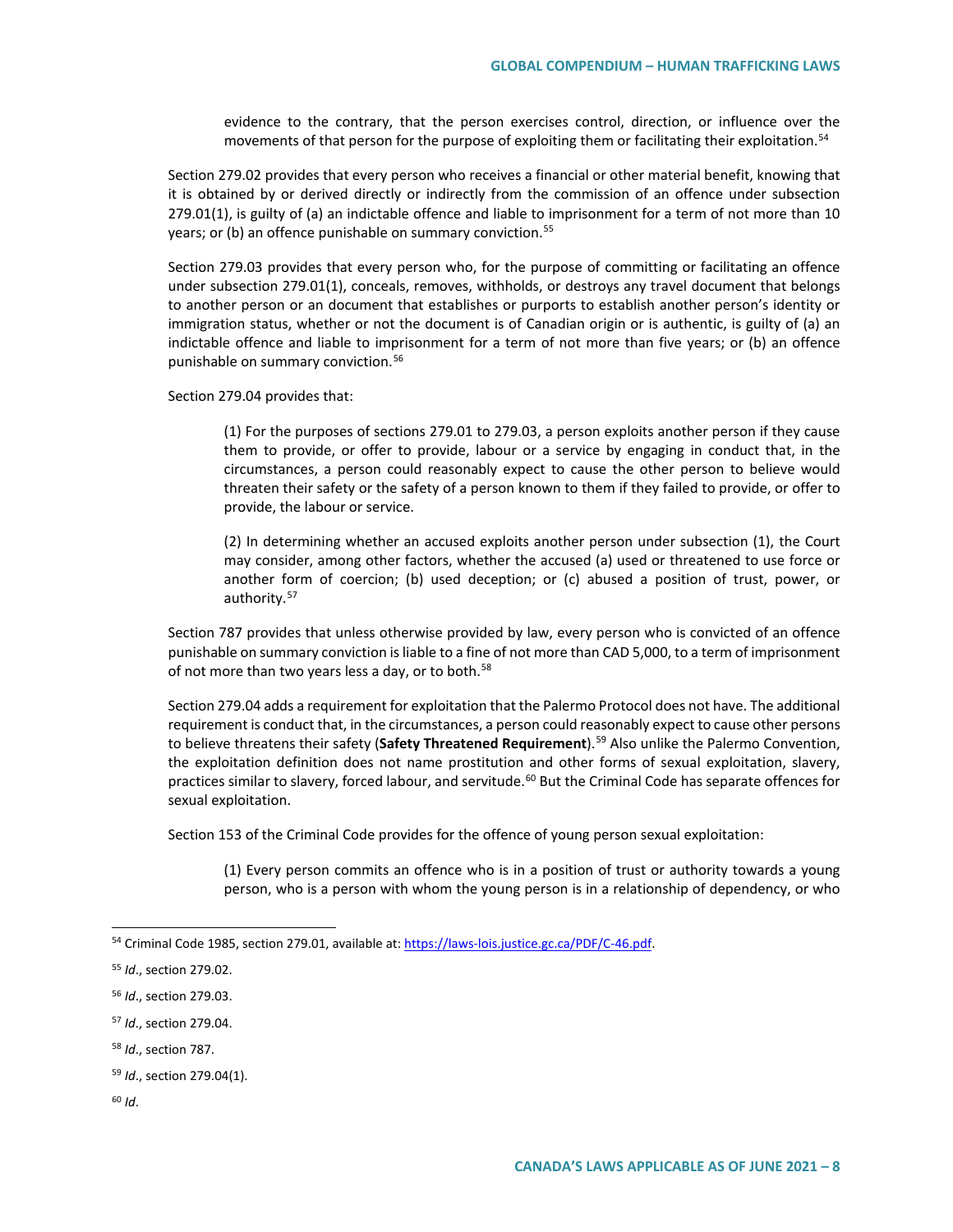> evidence to the contrary, that the person exercises control, direction, or influence over the movements of that person for the purpose of exploiting them or facilitating their exploitation.[54]

Section 279.02 provides that every person who receives a financial or other material benefit, knowing that it is obtained by or derived directly or indirectly from the commission of an offence under subsection 279.01(1), is guilty of (a) an indictable offence and liable to imprisonment for a term of not more than 10 years; or (b) an offence punishable on summary conviction.[55]

Section 279.03 provides that every person who, for the purpose of committing or facilitating an offence under subsection 279.01(1), conceals, removes, withholds, or destroys any travel document that belongs to another person or an document that establishes or purports to establish another person's identity or immigration status, whether or not the document is of Canadian origin or is authentic, is guilty of (a) an indictable offence and liable to imprisonment for a term of not more than five years; or (b) an offence punishable on summary conviction.[56]

Section 279.04 provides that:

> (1) For the purposes of sections 279.01 to 279.03, a person exploits another person if they cause them to provide, or offer to provide, labour or a service by engaging in conduct that, in the circumstances, a person could reasonably expect to cause the other person to believe would threaten their safety or the safety of a person known to them if they failed to provide, or offer to provide, the labour or service.
>
> (2) In determining whether an accused exploits another person under subsection (1), the Court may consider, among other factors, whether the accused (a) used or threatened to use force or another form of coercion; (b) used deception; or (c) abused a position of trust, power, or authority.[57]

Section 787 provides that unless otherwise provided by law, every person who is convicted of an offence punishable on summary conviction is liable to a fine of not more than CAD 5,000, to a term of imprisonment of not more than two years less a day, or to both.[58]

Section 279.04 adds a requirement for exploitation that the Palermo Protocol does not have. The additional requirement is conduct that, in the circumstances, a person could reasonably expect to cause other persons to believe threatens their safety (**Safety Threatened Requirement**).[59] Also unlike the Palermo Convention, the exploitation definition does not name prostitution and other forms of sexual exploitation, slavery, practices similar to slavery, forced labour, and servitude.[60] But the Criminal Code has separate offences for sexual exploitation.

Section 153 of the Criminal Code provides for the offence of young person sexual exploitation:

> (1) Every person commits an offence who is in a position of trust or authority towards a young person, who is a person with whom the young person is in a relationship of dependency, or who

---

[54] Criminal Code 1985, section 279.01, available at: https://laws-lois.justice.gc.ca/PDF/C-46.pdf.

[55] *Id*., section 279.02.

[56] *Id*., section 279.03.

[57] *Id*., section 279.04.

[58] *Id*., section 787.

[59] *Id*., section 279.04(1).

[60] *Id*.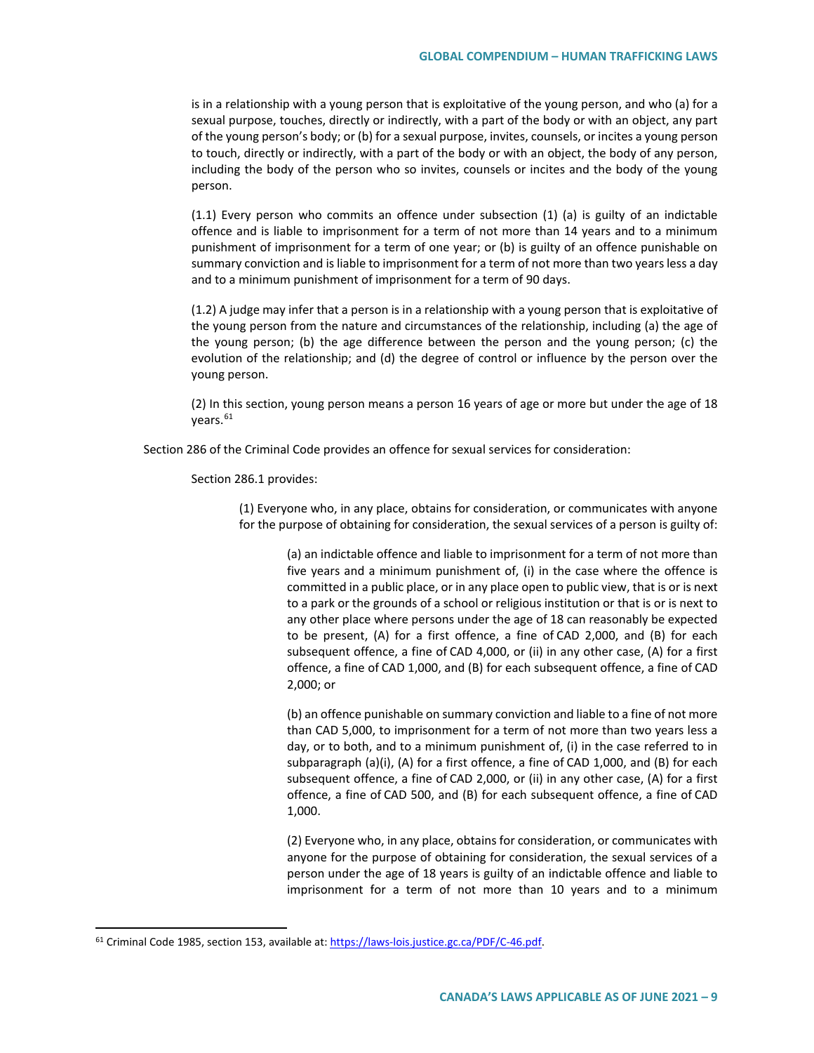is in a relationship with a young person that is exploitative of the young person, and who (a) for a sexual purpose, touches, directly or indirectly, with a part of the body or with an object, any part of the young person's body; or (b) for a sexual purpose, invites, counsels, or incites a young person to touch, directly or indirectly, with a part of the body or with an object, the body of any person, including the body of the person who so invites, counsels or incites and the body of the young person.

(1.1) Every person who commits an offence under subsection (1) (a) is guilty of an indictable offence and is liable to imprisonment for a term of not more than 14 years and to a minimum punishment of imprisonment for a term of one year; or (b) is guilty of an offence punishable on summary conviction and is liable to imprisonment for a term of not more than two years less a day and to a minimum punishment of imprisonment for a term of 90 days.

(1.2) A judge may infer that a person is in a relationship with a young person that is exploitative of the young person from the nature and circumstances of the relationship, including (a) the age of the young person; (b) the age difference between the person and the young person; (c) the evolution of the relationship; and (d) the degree of control or influence by the person over the young person.

(2) In this section, young person means a person 16 years of age or more but under the age of 18 years.[61]

Section 286 of the Criminal Code provides an offence for sexual services for consideration:

Section 286.1 provides:

> (1) Everyone who, in any place, obtains for consideration, or communicates with anyone for the purpose of obtaining for consideration, the sexual services of a person is guilty of:
>
> > (a) an indictable offence and liable to imprisonment for a term of not more than five years and a minimum punishment of, (i) in the case where the offence is committed in a public place, or in any place open to public view, that is or is next to a park or the grounds of a school or religious institution or that is or is next to any other place where persons under the age of 18 can reasonably be expected to be present, (A) for a first offence, a fine of CAD 2,000, and (B) for each subsequent offence, a fine of CAD 4,000, or (ii) in any other case, (A) for a first offence, a fine of CAD 1,000, and (B) for each subsequent offence, a fine of CAD 2,000; or
> >
> > (b) an offence punishable on summary conviction and liable to a fine of not more than CAD 5,000, to imprisonment for a term of not more than two years less a day, or to both, and to a minimum punishment of, (i) in the case referred to in subparagraph (a)(i), (A) for a first offence, a fine of CAD 1,000, and (B) for each subsequent offence, a fine of CAD 2,000, or (ii) in any other case, (A) for a first offence, a fine of CAD 500, and (B) for each subsequent offence, a fine of CAD 1,000.
> >
> > (2) Everyone who, in any place, obtains for consideration, or communicates with anyone for the purpose of obtaining for consideration, the sexual services of a person under the age of 18 years is guilty of an indictable offence and liable to imprisonment for a term of not more than 10 years and to a minimum

[61] Criminal Code 1985, section 153, available at: https://laws-lois.justice.gc.ca/PDF/C-46.pdf.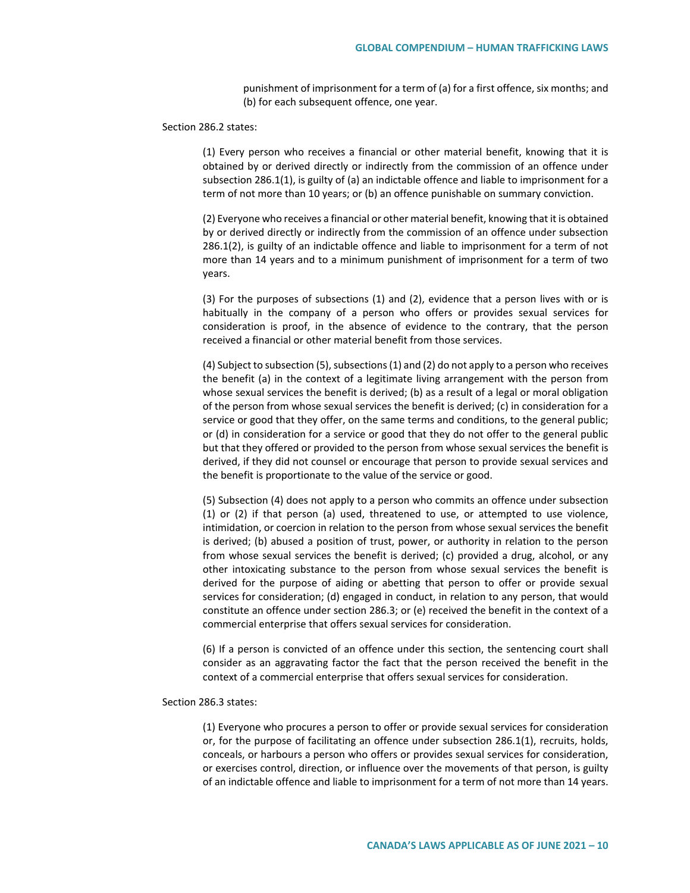> punishment of imprisonment for a term of (a) for a first offence, six months; and (b) for each subsequent offence, one year.

Section 286.2 states:

> (1) Every person who receives a financial or other material benefit, knowing that it is obtained by or derived directly or indirectly from the commission of an offence under subsection 286.1(1), is guilty of (a) an indictable offence and liable to imprisonment for a term of not more than 10 years; or (b) an offence punishable on summary conviction.
>
> (2) Everyone who receives a financial or other material benefit, knowing that it is obtained by or derived directly or indirectly from the commission of an offence under subsection 286.1(2), is guilty of an indictable offence and liable to imprisonment for a term of not more than 14 years and to a minimum punishment of imprisonment for a term of two years.
>
> (3) For the purposes of subsections (1) and (2), evidence that a person lives with or is habitually in the company of a person who offers or provides sexual services for consideration is proof, in the absence of evidence to the contrary, that the person received a financial or other material benefit from those services.
>
> (4) Subject to subsection (5), subsections (1) and (2) do not apply to a person who receives the benefit (a) in the context of a legitimate living arrangement with the person from whose sexual services the benefit is derived; (b) as a result of a legal or moral obligation of the person from whose sexual services the benefit is derived; (c) in consideration for a service or good that they offer, on the same terms and conditions, to the general public; or (d) in consideration for a service or good that they do not offer to the general public but that they offered or provided to the person from whose sexual services the benefit is derived, if they did not counsel or encourage that person to provide sexual services and the benefit is proportionate to the value of the service or good.
>
> (5) Subsection (4) does not apply to a person who commits an offence under subsection (1) or (2) if that person (a) used, threatened to use, or attempted to use violence, intimidation, or coercion in relation to the person from whose sexual services the benefit is derived; (b) abused a position of trust, power, or authority in relation to the person from whose sexual services the benefit is derived; (c) provided a drug, alcohol, or any other intoxicating substance to the person from whose sexual services the benefit is derived for the purpose of aiding or abetting that person to offer or provide sexual services for consideration; (d) engaged in conduct, in relation to any person, that would constitute an offence under section 286.3; or (e) received the benefit in the context of a commercial enterprise that offers sexual services for consideration.
>
> (6) If a person is convicted of an offence under this section, the sentencing court shall consider as an aggravating factor the fact that the person received the benefit in the context of a commercial enterprise that offers sexual services for consideration.

Section 286.3 states:

> (1) Everyone who procures a person to offer or provide sexual services for consideration or, for the purpose of facilitating an offence under subsection 286.1(1), recruits, holds, conceals, or harbours a person who offers or provides sexual services for consideration, or exercises control, direction, or influence over the movements of that person, is guilty of an indictable offence and liable to imprisonment for a term of not more than 14 years.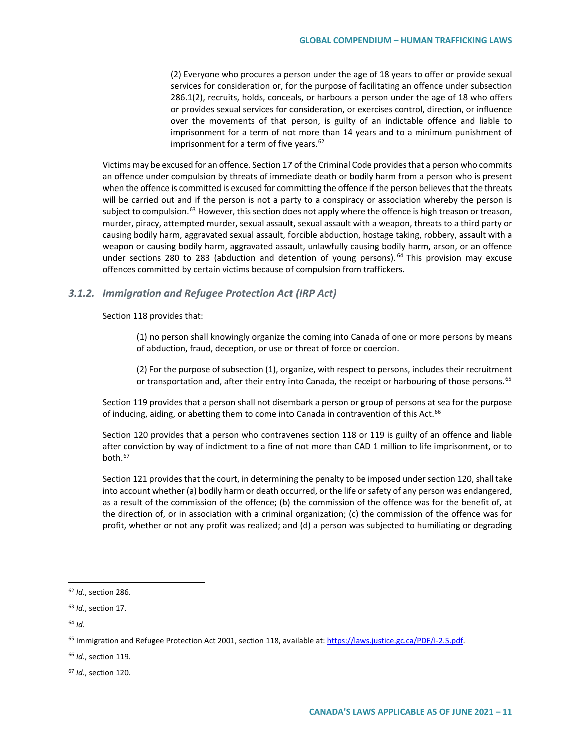(2) Everyone who procures a person under the age of 18 years to offer or provide sexual services for consideration or, for the purpose of facilitating an offence under subsection 286.1(2), recruits, holds, conceals, or harbours a person under the age of 18 who offers or provides sexual services for consideration, or exercises control, direction, or influence over the movements of that person, is guilty of an indictable offence and liable to imprisonment for a term of not more than 14 years and to a minimum punishment of imprisonment for a term of five years.[62]

Victims may be excused for an offence. Section 17 of the Criminal Code provides that a person who commits an offence under compulsion by threats of immediate death or bodily harm from a person who is present when the offence is committed is excused for committing the offence if the person believes that the threats will be carried out and if the person is not a party to a conspiracy or association whereby the person is subject to compulsion.[63] However, this section does not apply where the offence is high treason or treason, murder, piracy, attempted murder, sexual assault, sexual assault with a weapon, threats to a third party or causing bodily harm, aggravated sexual assault, forcible abduction, hostage taking, robbery, assault with a weapon or causing bodily harm, aggravated assault, unlawfully causing bodily harm, arson, or an offence under sections 280 to 283 (abduction and detention of young persons).[64] This provision may excuse offences committed by certain victims because of compulsion from traffickers.

### *3.1.2. Immigration and Refugee Protection Act (IRP Act)*

Section 118 provides that:

> (1) no person shall knowingly organize the coming into Canada of one or more persons by means of abduction, fraud, deception, or use or threat of force or coercion.
>
> (2) For the purpose of subsection (1), organize, with respect to persons, includes their recruitment or transportation and, after their entry into Canada, the receipt or harbouring of those persons.[65]

Section 119 provides that a person shall not disembark a person or group of persons at sea for the purpose of inducing, aiding, or abetting them to come into Canada in contravention of this Act.[66]

Section 120 provides that a person who contravenes section 118 or 119 is guilty of an offence and liable after conviction by way of indictment to a fine of not more than CAD 1 million to life imprisonment, or to both.[67]

Section 121 provides that the court, in determining the penalty to be imposed under section 120, shall take into account whether (a) bodily harm or death occurred, or the life or safety of any person was endangered, as a result of the commission of the offence; (b) the commission of the offence was for the benefit of, at the direction of, or in association with a criminal organization; (c) the commission of the offence was for profit, whether or not any profit was realized; and (d) a person was subjected to humiliating or degrading

---

[62] *Id*., section 286.

[63] *Id*., section 17.

[64] *Id*.

[65] Immigration and Refugee Protection Act 2001, section 118, available at: https://laws.justice.gc.ca/PDF/I-2.5.pdf.

[66] *Id*., section 119.

[67] *Id*., section 120.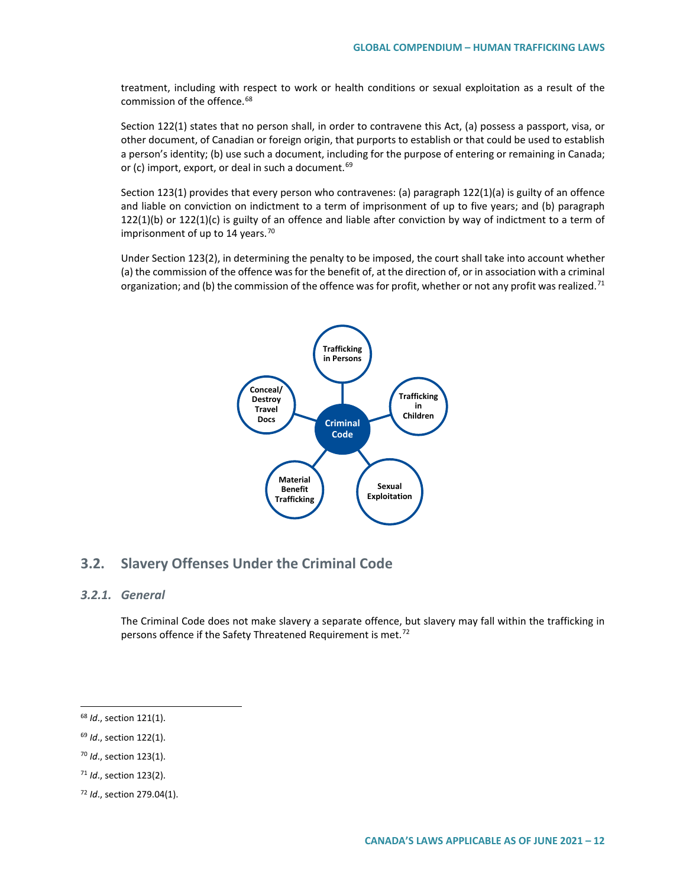treatment, including with respect to work or health conditions or sexual exploitation as a result of the commission of the offence.[68]

Section 122(1) states that no person shall, in order to contravene this Act, (a) possess a passport, visa, or other document, of Canadian or foreign origin, that purports to establish or that could be used to establish a person's identity; (b) use such a document, including for the purpose of entering or remaining in Canada; or (c) import, export, or deal in such a document.[69]

Section 123(1) provides that every person who contravenes: (a) paragraph 122(1)(a) is guilty of an offence and liable on conviction on indictment to a term of imprisonment of up to five years; and (b) paragraph 122(1)(b) or 122(1)(c) is guilty of an offence and liable after conviction by way of indictment to a term of imprisonment of up to 14 years.[70]

Under Section 123(2), in determining the penalty to be imposed, the court shall take into account whether (a) the commission of the offence was for the benefit of, at the direction of, or in association with a criminal organization; and (b) the commission of the offence was for profit, whether or not any profit was realized.[71]

## 3.2. Slavery Offenses Under the Criminal Code

### *3.2.1. General*

The Criminal Code does not make slavery a separate offence, but slavery may fall within the trafficking in persons offence if the Safety Threatened Requirement is met.[72]

---

[68] *Id*., section 121(1).

[69] *Id*., section 122(1).

[70] *Id*., section 123(1).

[71] *Id*., section 123(2).

[72] *Id*., section 279.04(1).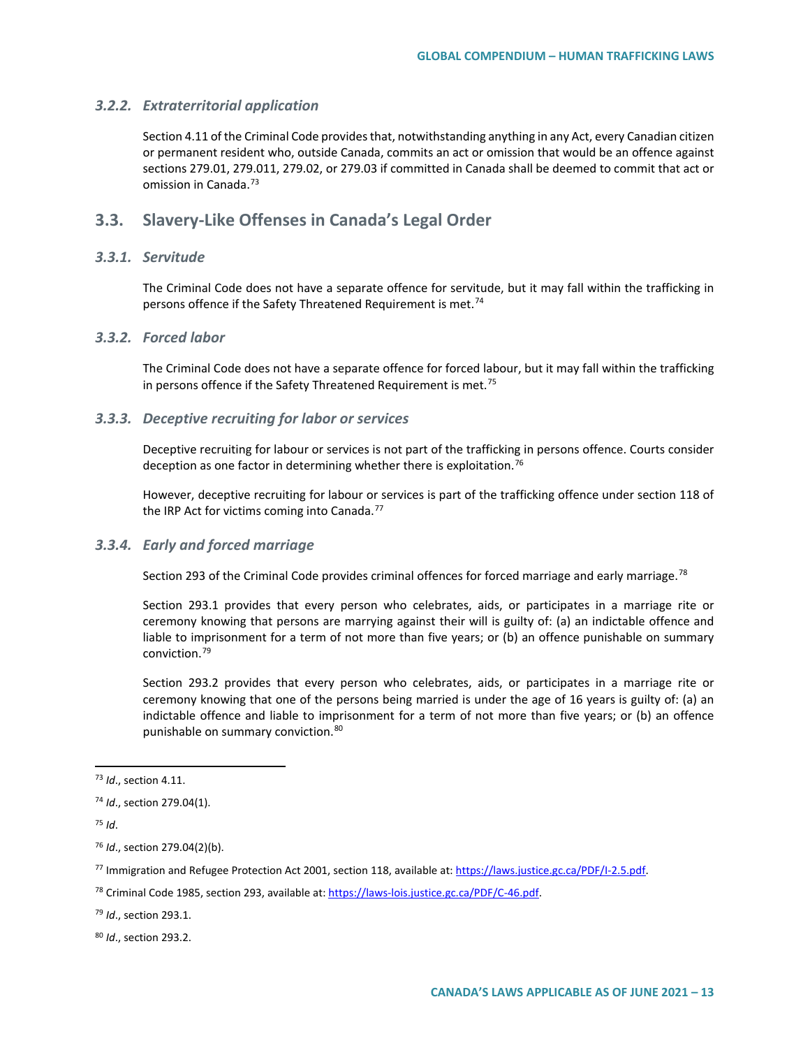### 3.2.2. Extraterritorial application

Section 4.11 of the Criminal Code provides that, notwithstanding anything in any Act, every Canadian citizen or permanent resident who, outside Canada, commits an act or omission that would be an offence against sections 279.01, 279.011, 279.02, or 279.03 if committed in Canada shall be deemed to commit that act or omission in Canada.[73]

## 3.3. Slavery-Like Offenses in Canada's Legal Order

### 3.3.1. Servitude

The Criminal Code does not have a separate offence for servitude, but it may fall within the trafficking in persons offence if the Safety Threatened Requirement is met.[74]

### 3.3.2. Forced labor

The Criminal Code does not have a separate offence for forced labour, but it may fall within the trafficking in persons offence if the Safety Threatened Requirement is met.[75]

### 3.3.3. Deceptive recruiting for labor or services

Deceptive recruiting for labour or services is not part of the trafficking in persons offence. Courts consider deception as one factor in determining whether there is exploitation.[76]

However, deceptive recruiting for labour or services is part of the trafficking offence under section 118 of the IRP Act for victims coming into Canada.[77]

### 3.3.4. Early and forced marriage

Section 293 of the Criminal Code provides criminal offences for forced marriage and early marriage.[78]

Section 293.1 provides that every person who celebrates, aids, or participates in a marriage rite or ceremony knowing that persons are marrying against their will is guilty of: (a) an indictable offence and liable to imprisonment for a term of not more than five years; or (b) an offence punishable on summary conviction.[79]

Section 293.2 provides that every person who celebrates, aids, or participates in a marriage rite or ceremony knowing that one of the persons being married is under the age of 16 years is guilty of: (a) an indictable offence and liable to imprisonment for a term of not more than five years; or (b) an offence punishable on summary conviction.[80]

---

[73] *Id*., section 4.11.

[74] *Id*., section 279.04(1).

[75] *Id*.

[76] *Id*., section 279.04(2)(b).

[77] Immigration and Refugee Protection Act 2001, section 118, available at: https://laws.justice.gc.ca/PDF/I-2.5.pdf.

[78] Criminal Code 1985, section 293, available at: https://laws-lois.justice.gc.ca/PDF/C-46.pdf.

[79] *Id*., section 293.1.

[80] *Id*., section 293.2.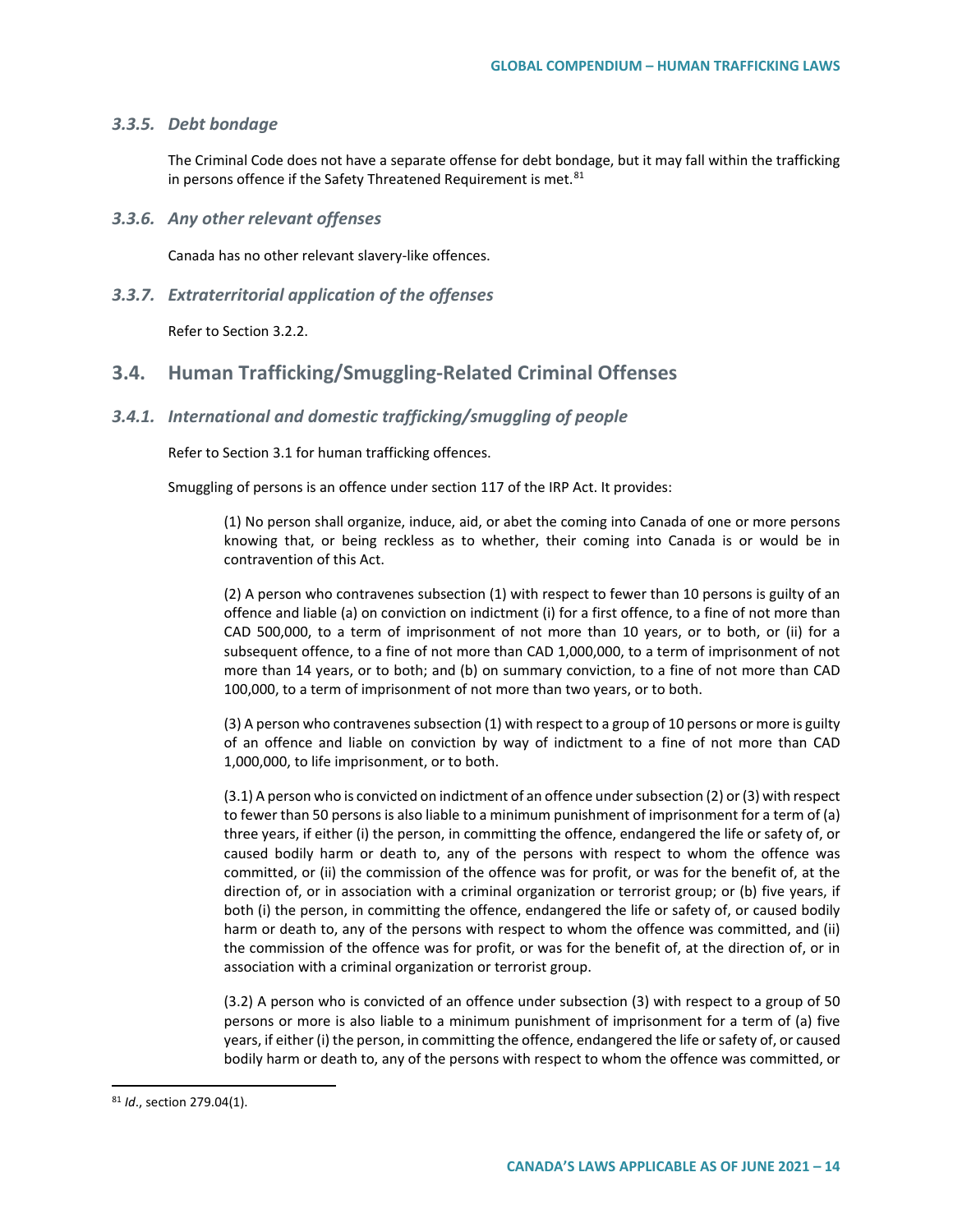### *3.3.5. Debt bondage*

The Criminal Code does not have a separate offense for debt bondage, but it may fall within the trafficking in persons offence if the Safety Threatened Requirement is met.[81]

### *3.3.6. Any other relevant offenses*

Canada has no other relevant slavery-like offences.

### *3.3.7. Extraterritorial application of the offenses*

Refer to Section 3.2.2.

## 3.4. Human Trafficking/Smuggling-Related Criminal Offenses

### *3.4.1. International and domestic trafficking/smuggling of people*

Refer to Section 3.1 for human trafficking offences.

Smuggling of persons is an offence under section 117 of the IRP Act. It provides:

> (1) No person shall organize, induce, aid, or abet the coming into Canada of one or more persons knowing that, or being reckless as to whether, their coming into Canada is or would be in contravention of this Act.
>
> (2) A person who contravenes subsection (1) with respect to fewer than 10 persons is guilty of an offence and liable (a) on conviction on indictment (i) for a first offence, to a fine of not more than CAD 500,000, to a term of imprisonment of not more than 10 years, or to both, or (ii) for a subsequent offence, to a fine of not more than CAD 1,000,000, to a term of imprisonment of not more than 14 years, or to both; and (b) on summary conviction, to a fine of not more than CAD 100,000, to a term of imprisonment of not more than two years, or to both.
>
> (3) A person who contravenes subsection (1) with respect to a group of 10 persons or more is guilty of an offence and liable on conviction by way of indictment to a fine of not more than CAD 1,000,000, to life imprisonment, or to both.
>
> (3.1) A person who is convicted on indictment of an offence under subsection (2) or (3) with respect to fewer than 50 persons is also liable to a minimum punishment of imprisonment for a term of (a) three years, if either (i) the person, in committing the offence, endangered the life or safety of, or caused bodily harm or death to, any of the persons with respect to whom the offence was committed, or (ii) the commission of the offence was for profit, or was for the benefit of, at the direction of, or in association with a criminal organization or terrorist group; or (b) five years, if both (i) the person, in committing the offence, endangered the life or safety of, or caused bodily harm or death to, any of the persons with respect to whom the offence was committed, and (ii) the commission of the offence was for profit, or was for the benefit of, at the direction of, or in association with a criminal organization or terrorist group.
>
> (3.2) A person who is convicted of an offence under subsection (3) with respect to a group of 50 persons or more is also liable to a minimum punishment of imprisonment for a term of (a) five years, if either (i) the person, in committing the offence, endangered the life or safety of, or caused bodily harm or death to, any of the persons with respect to whom the offence was committed, or

---

[81] *Id*., section 279.04(1).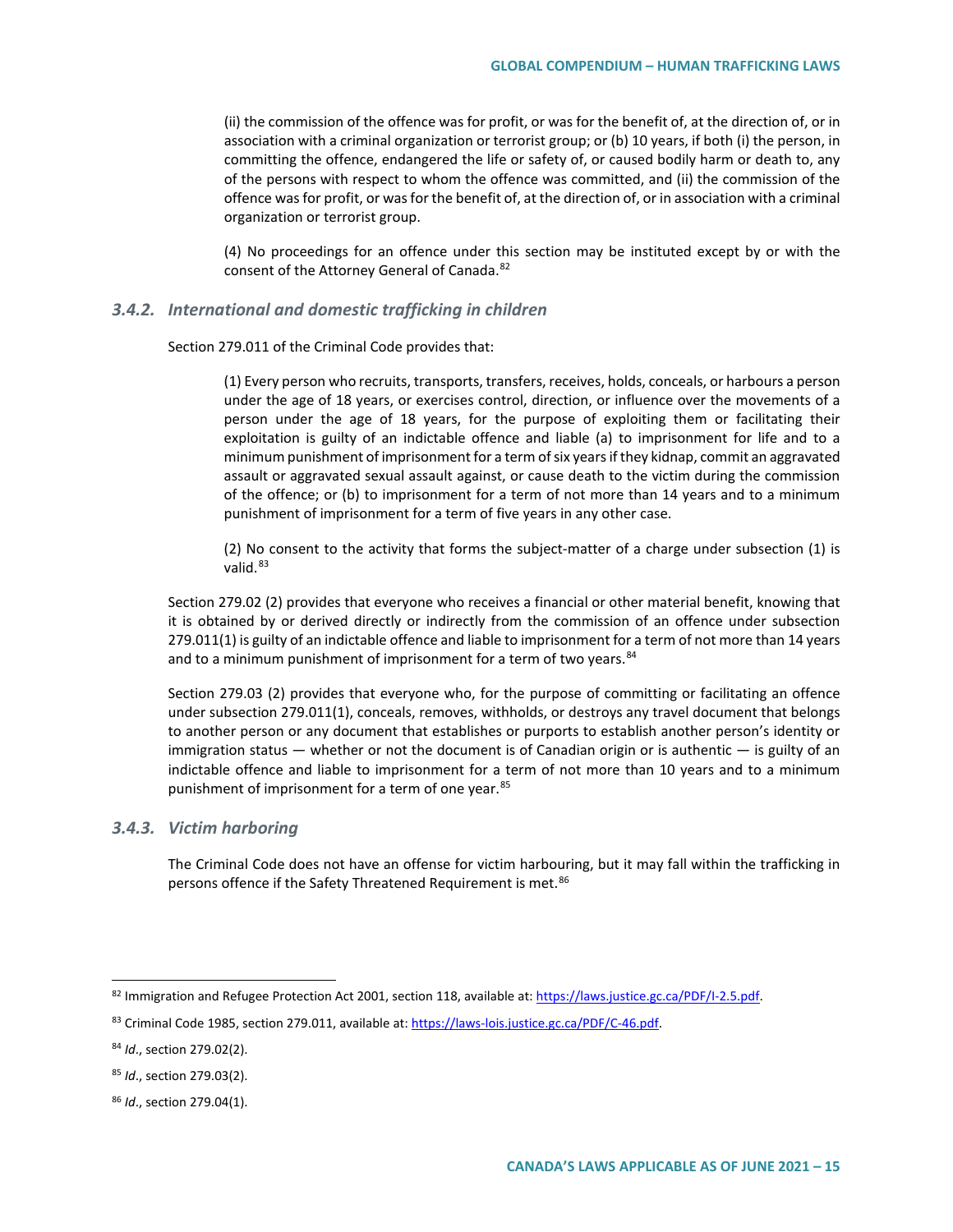(ii) the commission of the offence was for profit, or was for the benefit of, at the direction of, or in association with a criminal organization or terrorist group; or (b) 10 years, if both (i) the person, in committing the offence, endangered the life or safety of, or caused bodily harm or death to, any of the persons with respect to whom the offence was committed, and (ii) the commission of the offence was for profit, or was for the benefit of, at the direction of, or in association with a criminal organization or terrorist group.

(4) No proceedings for an offence under this section may be instituted except by or with the consent of the Attorney General of Canada.[82]

### *3.4.2. International and domestic trafficking in children*

Section 279.011 of the Criminal Code provides that:

> (1) Every person who recruits, transports, transfers, receives, holds, conceals, or harbours a person under the age of 18 years, or exercises control, direction, or influence over the movements of a person under the age of 18 years, for the purpose of exploiting them or facilitating their exploitation is guilty of an indictable offence and liable (a) to imprisonment for life and to a minimum punishment of imprisonment for a term of six years if they kidnap, commit an aggravated assault or aggravated sexual assault against, or cause death to the victim during the commission of the offence; or (b) to imprisonment for a term of not more than 14 years and to a minimum punishment of imprisonment for a term of five years in any other case.
>
> (2) No consent to the activity that forms the subject-matter of a charge under subsection (1) is valid.[83]

Section 279.02 (2) provides that everyone who receives a financial or other material benefit, knowing that it is obtained by or derived directly or indirectly from the commission of an offence under subsection 279.011(1) is guilty of an indictable offence and liable to imprisonment for a term of not more than 14 years and to a minimum punishment of imprisonment for a term of two years.[84]

Section 279.03 (2) provides that everyone who, for the purpose of committing or facilitating an offence under subsection 279.011(1), conceals, removes, withholds, or destroys any travel document that belongs to another person or any document that establishes or purports to establish another person's identity or immigration status — whether or not the document is of Canadian origin or is authentic — is guilty of an indictable offence and liable to imprisonment for a term of not more than 10 years and to a minimum punishment of imprisonment for a term of one year.[85]

### *3.4.3. Victim harboring*

The Criminal Code does not have an offense for victim harbouring, but it may fall within the trafficking in persons offence if the Safety Threatened Requirement is met.[86]

---

[82] Immigration and Refugee Protection Act 2001, section 118, available at: https://laws.justice.gc.ca/PDF/I-2.5.pdf.

[83] Criminal Code 1985, section 279.011, available at: https://laws-lois.justice.gc.ca/PDF/C-46.pdf.

[84] *Id*., section 279.02(2).

[85] *Id*., section 279.03(2).

[86] *Id*., section 279.04(1).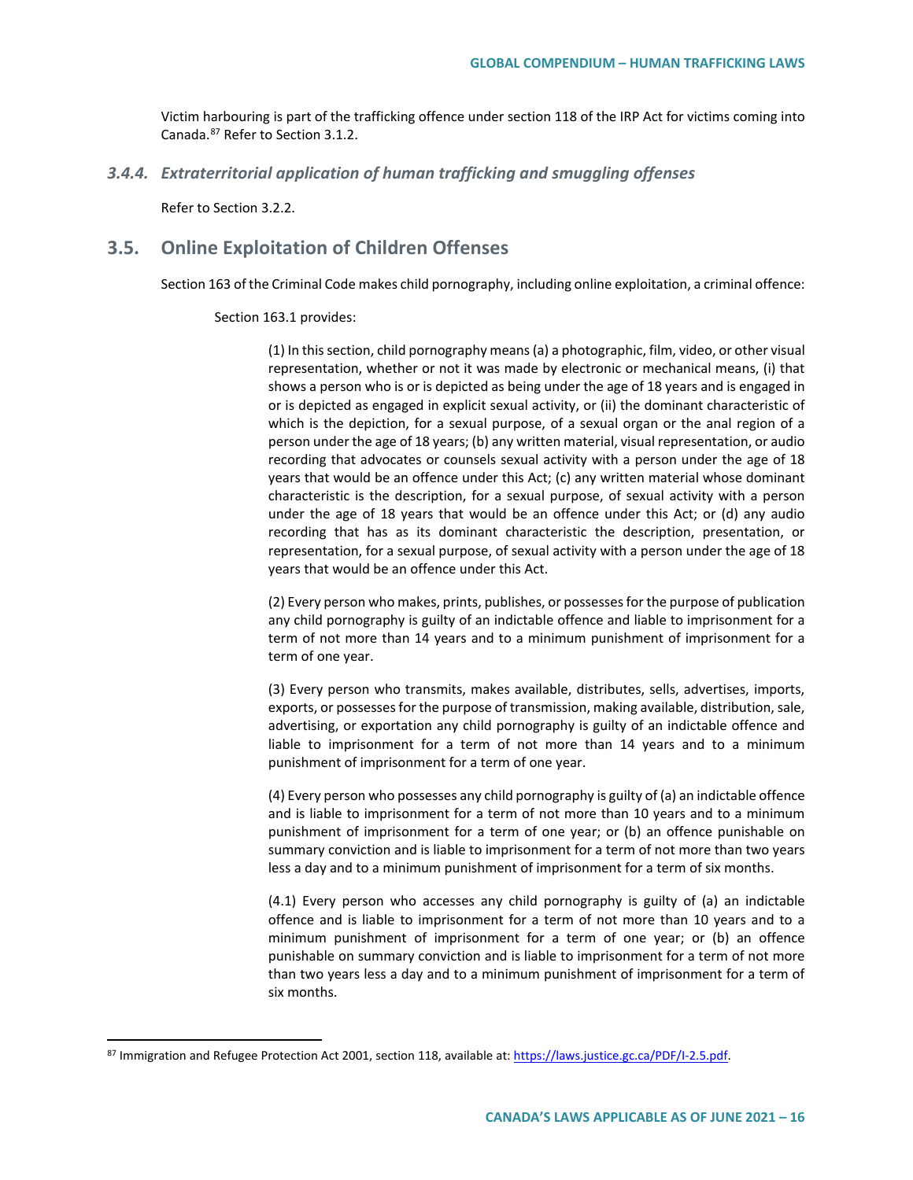Victim harbouring is part of the trafficking offence under section 118 of the IRP Act for victims coming into Canada.[87] Refer to Section 3.1.2.

### *3.4.4. Extraterritorial application of human trafficking and smuggling offenses*

Refer to Section 3.2.2.

## 3.5. Online Exploitation of Children Offenses

Section 163 of the Criminal Code makes child pornography, including online exploitation, a criminal offence:

Section 163.1 provides:

> (1) In this section, child pornography means (a) a photographic, film, video, or other visual representation, whether or not it was made by electronic or mechanical means, (i) that shows a person who is or is depicted as being under the age of 18 years and is engaged in or is depicted as engaged in explicit sexual activity, or (ii) the dominant characteristic of which is the depiction, for a sexual purpose, of a sexual organ or the anal region of a person under the age of 18 years; (b) any written material, visual representation, or audio recording that advocates or counsels sexual activity with a person under the age of 18 years that would be an offence under this Act; (c) any written material whose dominant characteristic is the description, for a sexual purpose, of sexual activity with a person under the age of 18 years that would be an offence under this Act; or (d) any audio recording that has as its dominant characteristic the description, presentation, or representation, for a sexual purpose, of sexual activity with a person under the age of 18 years that would be an offence under this Act.
>
> (2) Every person who makes, prints, publishes, or possesses for the purpose of publication any child pornography is guilty of an indictable offence and liable to imprisonment for a term of not more than 14 years and to a minimum punishment of imprisonment for a term of one year.
>
> (3) Every person who transmits, makes available, distributes, sells, advertises, imports, exports, or possesses for the purpose of transmission, making available, distribution, sale, advertising, or exportation any child pornography is guilty of an indictable offence and liable to imprisonment for a term of not more than 14 years and to a minimum punishment of imprisonment for a term of one year.
>
> (4) Every person who possesses any child pornography is guilty of (a) an indictable offence and is liable to imprisonment for a term of not more than 10 years and to a minimum punishment of imprisonment for a term of one year; or (b) an offence punishable on summary conviction and is liable to imprisonment for a term of not more than two years less a day and to a minimum punishment of imprisonment for a term of six months.
>
> (4.1) Every person who accesses any child pornography is guilty of (a) an indictable offence and is liable to imprisonment for a term of not more than 10 years and to a minimum punishment of imprisonment for a term of one year; or (b) an offence punishable on summary conviction and is liable to imprisonment for a term of not more than two years less a day and to a minimum punishment of imprisonment for a term of six months.

---

[87] Immigration and Refugee Protection Act 2001, section 118, available at: https://laws.justice.gc.ca/PDF/I-2.5.pdf.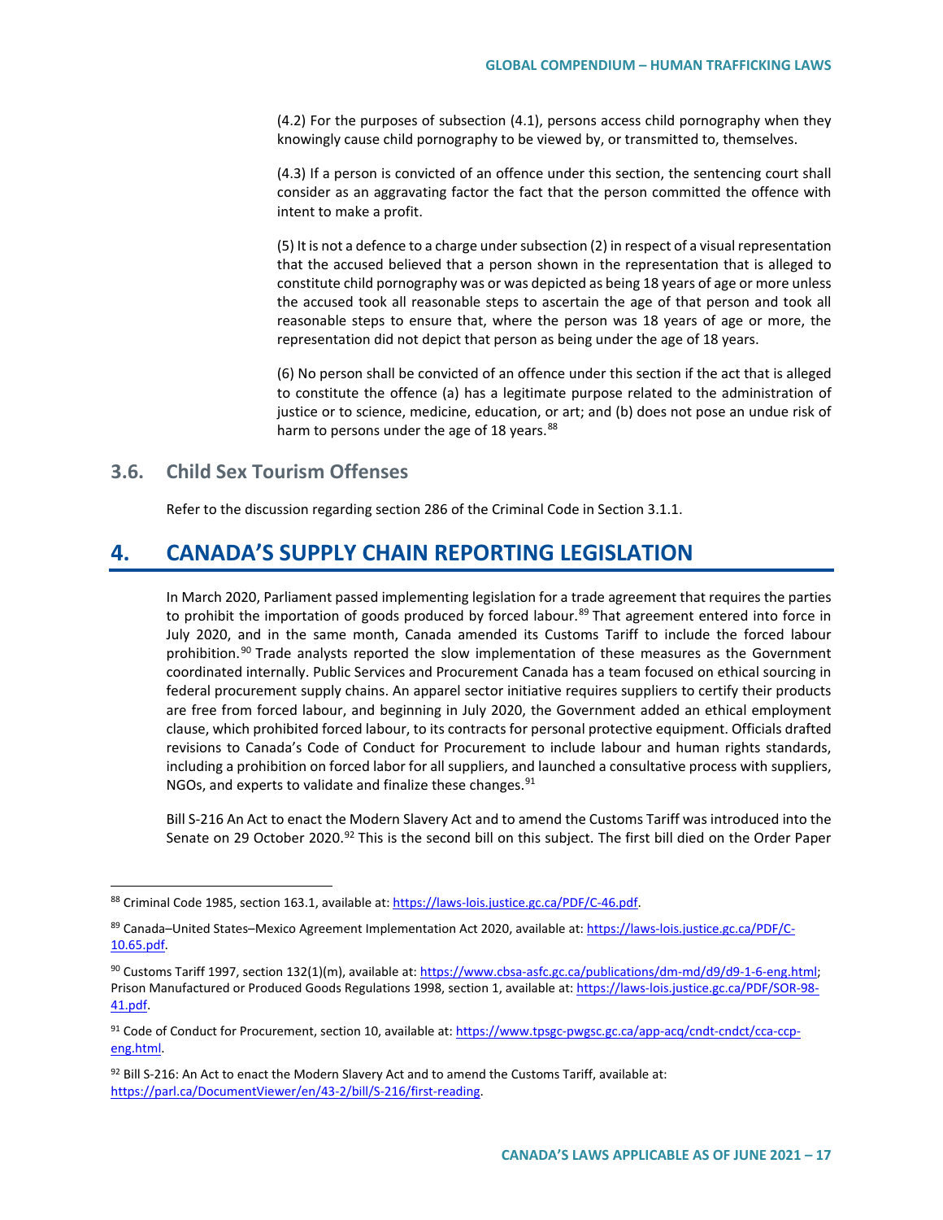(4.2) For the purposes of subsection (4.1), persons access child pornography when they knowingly cause child pornography to be viewed by, or transmitted to, themselves.

(4.3) If a person is convicted of an offence under this section, the sentencing court shall consider as an aggravating factor the fact that the person committed the offence with intent to make a profit.

(5) It is not a defence to a charge under subsection (2) in respect of a visual representation that the accused believed that a person shown in the representation that is alleged to constitute child pornography was or was depicted as being 18 years of age or more unless the accused took all reasonable steps to ascertain the age of that person and took all reasonable steps to ensure that, where the person was 18 years of age or more, the representation did not depict that person as being under the age of 18 years.

(6) No person shall be convicted of an offence under this section if the act that is alleged to constitute the offence (a) has a legitimate purpose related to the administration of justice or to science, medicine, education, or art; and (b) does not pose an undue risk of harm to persons under the age of 18 years.[88]

### 3.6. Child Sex Tourism Offenses

Refer to the discussion regarding section 286 of the Criminal Code in Section 3.1.1.

## 4. CANADA'S SUPPLY CHAIN REPORTING LEGISLATION

In March 2020, Parliament passed implementing legislation for a trade agreement that requires the parties to prohibit the importation of goods produced by forced labour.[89] That agreement entered into force in July 2020, and in the same month, Canada amended its Customs Tariff to include the forced labour prohibition.[90] Trade analysts reported the slow implementation of these measures as the Government coordinated internally. Public Services and Procurement Canada has a team focused on ethical sourcing in federal procurement supply chains. An apparel sector initiative requires suppliers to certify their products are free from forced labour, and beginning in July 2020, the Government added an ethical employment clause, which prohibited forced labour, to its contracts for personal protective equipment. Officials drafted revisions to Canada's Code of Conduct for Procurement to include labour and human rights standards, including a prohibition on forced labor for all suppliers, and launched a consultative process with suppliers, NGOs, and experts to validate and finalize these changes.[91]

Bill S-216 An Act to enact the Modern Slavery Act and to amend the Customs Tariff was introduced into the Senate on 29 October 2020.[92] This is the second bill on this subject. The first bill died on the Order Paper

---

[88] Criminal Code 1985, section 163.1, available at: https://laws-lois.justice.gc.ca/PDF/C-46.pdf.

[89] Canada–United States–Mexico Agreement Implementation Act 2020, available at: https://laws-lois.justice.gc.ca/PDF/C-10.65.pdf.

[90] Customs Tariff 1997, section 132(1)(m), available at: https://www.cbsa-asfc.gc.ca/publications/dm-md/d9/d9-1-6-eng.html; Prison Manufactured or Produced Goods Regulations 1998, section 1, available at: https://laws-lois.justice.gc.ca/PDF/SOR-98-41.pdf.

[91] Code of Conduct for Procurement, section 10, available at: https://www.tpsgc-pwgsc.gc.ca/app-acq/cndt-cndct/cca-ccp-eng.html.

[92] Bill S-216: An Act to enact the Modern Slavery Act and to amend the Customs Tariff, available at: https://parl.ca/DocumentViewer/en/43-2/bill/S-216/first-reading.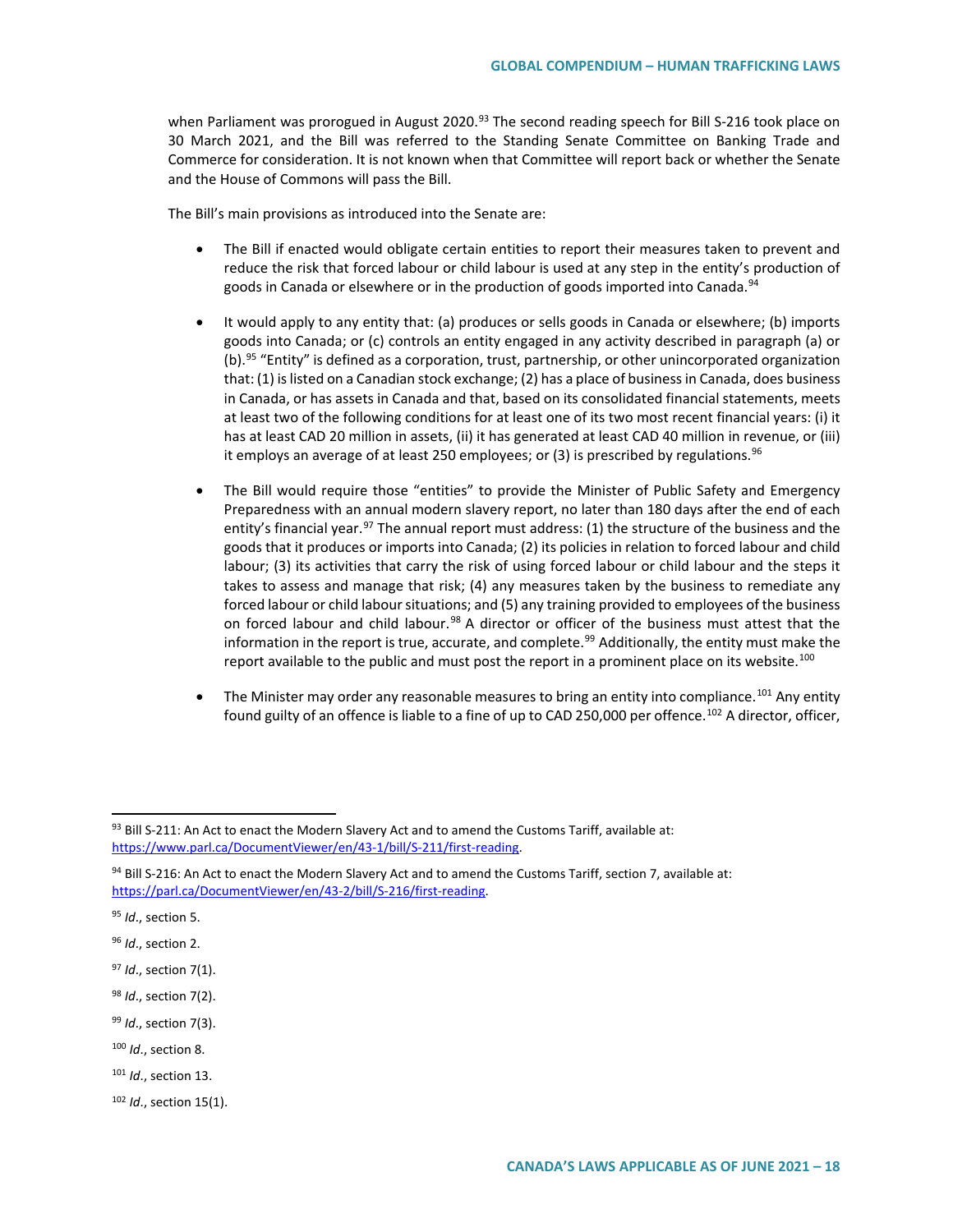when Parliament was prorogued in August 2020.[93] The second reading speech for Bill S-216 took place on 30 March 2021, and the Bill was referred to the Standing Senate Committee on Banking Trade and Commerce for consideration. It is not known when that Committee will report back or whether the Senate and the House of Commons will pass the Bill.

The Bill's main provisions as introduced into the Senate are:

- The Bill if enacted would obligate certain entities to report their measures taken to prevent and reduce the risk that forced labour or child labour is used at any step in the entity's production of goods in Canada or elsewhere or in the production of goods imported into Canada.[94]

- It would apply to any entity that: (a) produces or sells goods in Canada or elsewhere; (b) imports goods into Canada; or (c) controls an entity engaged in any activity described in paragraph (a) or (b).[95] "Entity" is defined as a corporation, trust, partnership, or other unincorporated organization that: (1) is listed on a Canadian stock exchange; (2) has a place of business in Canada, does business in Canada, or has assets in Canada and that, based on its consolidated financial statements, meets at least two of the following conditions for at least one of its two most recent financial years: (i) it has at least CAD 20 million in assets, (ii) it has generated at least CAD 40 million in revenue, or (iii) it employs an average of at least 250 employees; or (3) is prescribed by regulations.[96]

- The Bill would require those "entities" to provide the Minister of Public Safety and Emergency Preparedness with an annual modern slavery report, no later than 180 days after the end of each entity's financial year.[97] The annual report must address: (1) the structure of the business and the goods that it produces or imports into Canada; (2) its policies in relation to forced labour and child labour; (3) its activities that carry the risk of using forced labour or child labour and the steps it takes to assess and manage that risk; (4) any measures taken by the business to remediate any forced labour or child labour situations; and (5) any training provided to employees of the business on forced labour and child labour.[98] A director or officer of the business must attest that the information in the report is true, accurate, and complete.[99] Additionally, the entity must make the report available to the public and must post the report in a prominent place on its website.[100]

- The Minister may order any reasonable measures to bring an entity into compliance.[101] Any entity found guilty of an offence is liable to a fine of up to CAD 250,000 per offence.[102] A director, officer,

---

[93] Bill S-211: An Act to enact the Modern Slavery Act and to amend the Customs Tariff, available at: https://www.parl.ca/DocumentViewer/en/43-1/bill/S-211/first-reading.

[94] Bill S-216: An Act to enact the Modern Slavery Act and to amend the Customs Tariff, section 7, available at: https://parl.ca/DocumentViewer/en/43-2/bill/S-216/first-reading.

[95] *Id*., section 5.

[96] *Id*., section 2.

[97] *Id*., section 7(1).

[98] *Id*., section 7(2).

[99] *Id*., section 7(3).

[100] *Id*., section 8.

[101] *Id*., section 13.

[102] *Id*., section 15(1).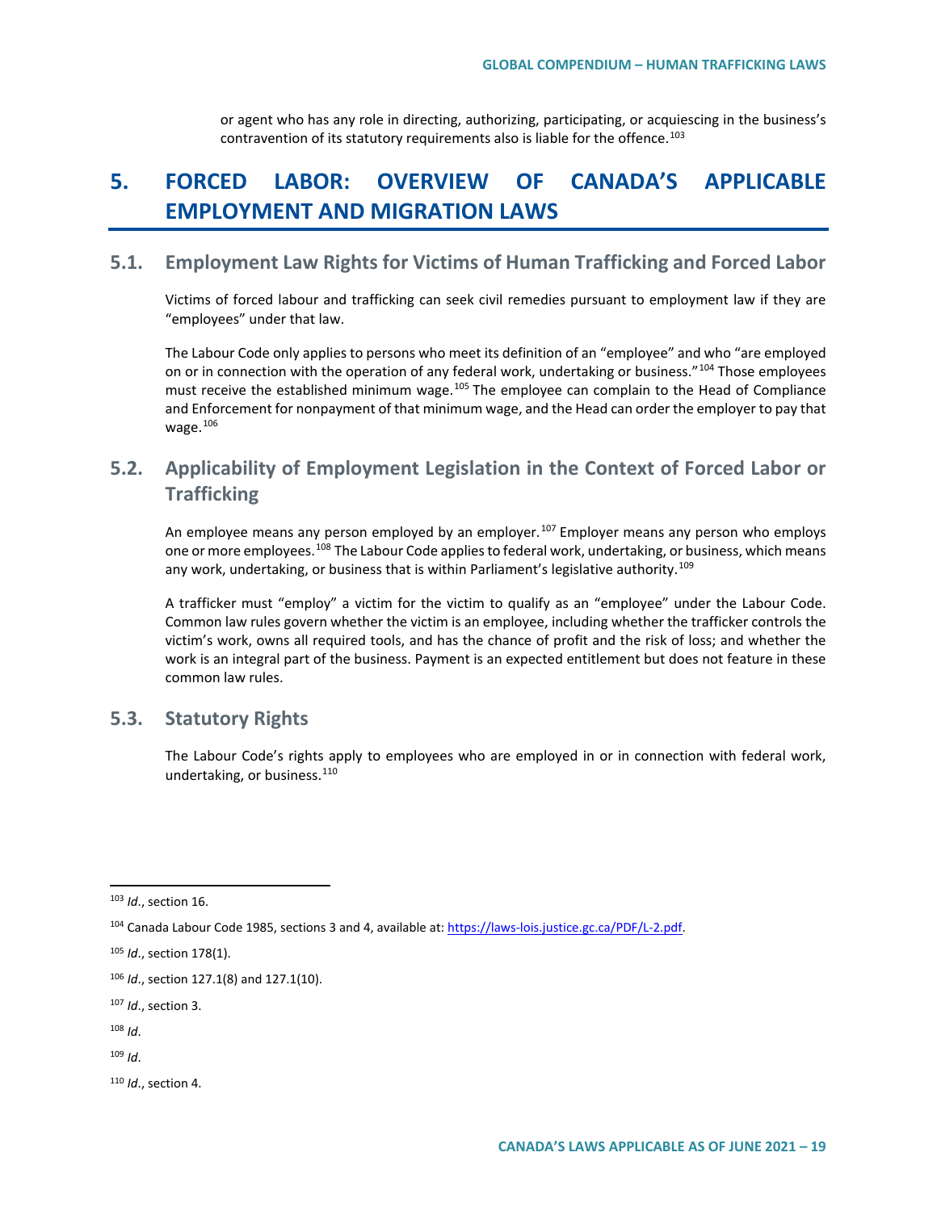or agent who has any role in directing, authorizing, participating, or acquiescing in the business's contravention of its statutory requirements also is liable for the offence.[103]

# 5. FORCED LABOR: OVERVIEW OF CANADA'S APPLICABLE EMPLOYMENT AND MIGRATION LAWS

## 5.1. Employment Law Rights for Victims of Human Trafficking and Forced Labor

Victims of forced labour and trafficking can seek civil remedies pursuant to employment law if they are "employees" under that law.

The Labour Code only applies to persons who meet its definition of an "employee" and who "are employed on or in connection with the operation of any federal work, undertaking or business."[104] Those employees must receive the established minimum wage.[105] The employee can complain to the Head of Compliance and Enforcement for nonpayment of that minimum wage, and the Head can order the employer to pay that wage.[106]

## 5.2. Applicability of Employment Legislation in the Context of Forced Labor or Trafficking

An employee means any person employed by an employer.[107] Employer means any person who employs one or more employees.[108] The Labour Code applies to federal work, undertaking, or business, which means any work, undertaking, or business that is within Parliament's legislative authority.[109]

A trafficker must "employ" a victim for the victim to qualify as an "employee" under the Labour Code. Common law rules govern whether the victim is an employee, including whether the trafficker controls the victim's work, owns all required tools, and has the chance of profit and the risk of loss; and whether the work is an integral part of the business. Payment is an expected entitlement but does not feature in these common law rules.

## 5.3. Statutory Rights

The Labour Code's rights apply to employees who are employed in or in connection with federal work, undertaking, or business.[110]

---

[103] *Id*., section 16.

[104] Canada Labour Code 1985, sections 3 and 4, available at: https://laws-lois.justice.gc.ca/PDF/L-2.pdf.

[105] *Id*., section 178(1).

[106] *Id*., section 127.1(8) and 127.1(10).

[107] *Id*., section 3.

[108] *Id*.

[109] *Id*.

[110] *Id*., section 4.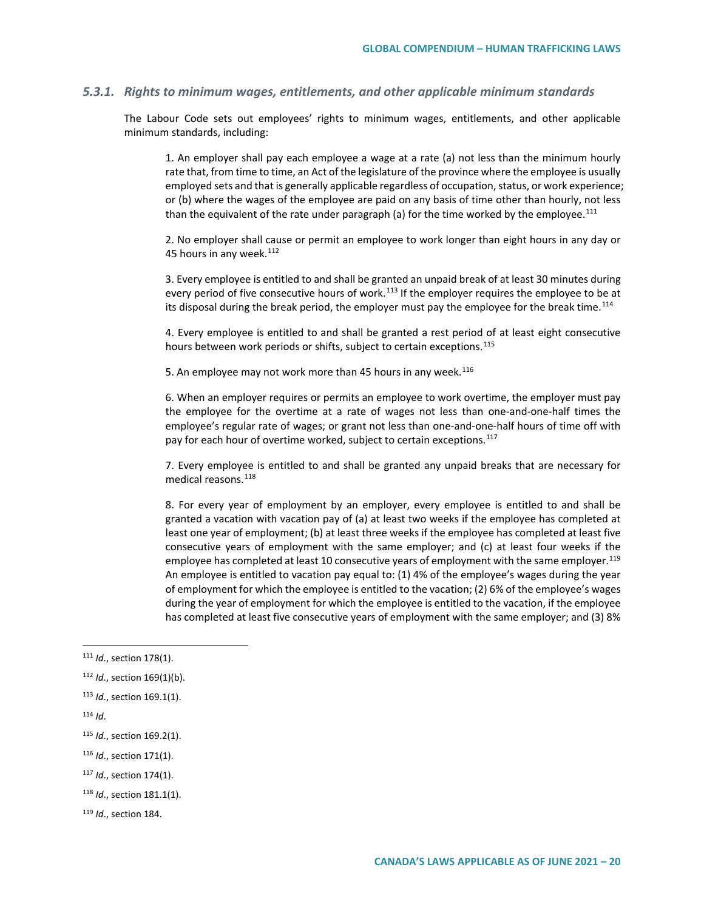### *5.3.1. Rights to minimum wages, entitlements, and other applicable minimum standards*

The Labour Code sets out employees' rights to minimum wages, entitlements, and other applicable minimum standards, including:

> 1. An employer shall pay each employee a wage at a rate (a) not less than the minimum hourly rate that, from time to time, an Act of the legislature of the province where the employee is usually employed sets and that is generally applicable regardless of occupation, status, or work experience; or (b) where the wages of the employee are paid on any basis of time other than hourly, not less than the equivalent of the rate under paragraph (a) for the time worked by the employee.[111]
>
> 2. No employer shall cause or permit an employee to work longer than eight hours in any day or 45 hours in any week.[112]
>
> 3. Every employee is entitled to and shall be granted an unpaid break of at least 30 minutes during every period of five consecutive hours of work.[113] If the employer requires the employee to be at its disposal during the break period, the employer must pay the employee for the break time.[114]
>
> 4. Every employee is entitled to and shall be granted a rest period of at least eight consecutive hours between work periods or shifts, subject to certain exceptions.[115]
>
> 5. An employee may not work more than 45 hours in any week.[116]
>
> 6. When an employer requires or permits an employee to work overtime, the employer must pay the employee for the overtime at a rate of wages not less than one-and-one-half times the employee's regular rate of wages; or grant not less than one-and-one-half hours of time off with pay for each hour of overtime worked, subject to certain exceptions.[117]
>
> 7. Every employee is entitled to and shall be granted any unpaid breaks that are necessary for medical reasons.[118]
>
> 8. For every year of employment by an employer, every employee is entitled to and shall be granted a vacation with vacation pay of (a) at least two weeks if the employee has completed at least one year of employment; (b) at least three weeks if the employee has completed at least five consecutive years of employment with the same employer; and (c) at least four weeks if the employee has completed at least 10 consecutive years of employment with the same employer.[119] An employee is entitled to vacation pay equal to: (1) 4% of the employee's wages during the year of employment for which the employee is entitled to the vacation; (2) 6% of the employee's wages during the year of employment for which the employee is entitled to the vacation, if the employee has completed at least five consecutive years of employment with the same employer; and (3) 8%

---

[111] *Id*., section 178(1).

[112] *Id*., section 169(1)(b).

[113] *Id*., section 169.1(1).

[114] *Id*.

[115] *Id*., section 169.2(1).

[116] *Id*., section 171(1).

[117] *Id*., section 174(1).

[118] *Id*., section 181.1(1).

[119] *Id*., section 184.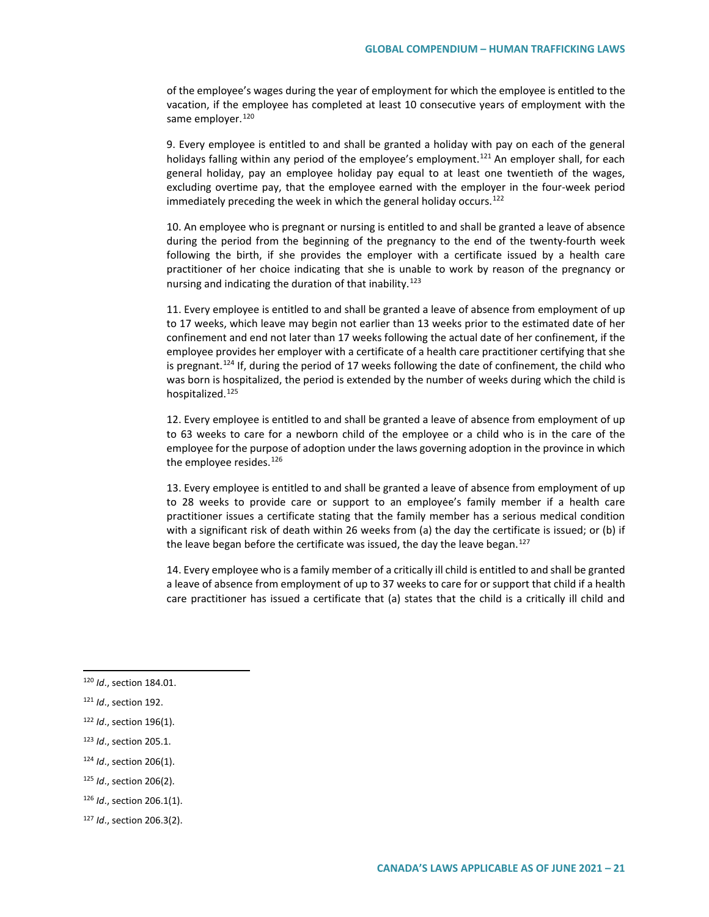of the employee's wages during the year of employment for which the employee is entitled to the vacation, if the employee has completed at least 10 consecutive years of employment with the same employer.[120]

9. Every employee is entitled to and shall be granted a holiday with pay on each of the general holidays falling within any period of the employee's employment.[121] An employer shall, for each general holiday, pay an employee holiday pay equal to at least one twentieth of the wages, excluding overtime pay, that the employee earned with the employer in the four-week period immediately preceding the week in which the general holiday occurs.[122]

10. An employee who is pregnant or nursing is entitled to and shall be granted a leave of absence during the period from the beginning of the pregnancy to the end of the twenty-fourth week following the birth, if she provides the employer with a certificate issued by a health care practitioner of her choice indicating that she is unable to work by reason of the pregnancy or nursing and indicating the duration of that inability.[123]

11. Every employee is entitled to and shall be granted a leave of absence from employment of up to 17 weeks, which leave may begin not earlier than 13 weeks prior to the estimated date of her confinement and end not later than 17 weeks following the actual date of her confinement, if the employee provides her employer with a certificate of a health care practitioner certifying that she is pregnant.[124] If, during the period of 17 weeks following the date of confinement, the child who was born is hospitalized, the period is extended by the number of weeks during which the child is hospitalized.[125]

12. Every employee is entitled to and shall be granted a leave of absence from employment of up to 63 weeks to care for a newborn child of the employee or a child who is in the care of the employee for the purpose of adoption under the laws governing adoption in the province in which the employee resides.[126]

13. Every employee is entitled to and shall be granted a leave of absence from employment of up to 28 weeks to provide care or support to an employee's family member if a health care practitioner issues a certificate stating that the family member has a serious medical condition with a significant risk of death within 26 weeks from (a) the day the certificate is issued; or (b) if the leave began before the certificate was issued, the day the leave began.[127]

14. Every employee who is a family member of a critically ill child is entitled to and shall be granted a leave of absence from employment of up to 37 weeks to care for or support that child if a health care practitioner has issued a certificate that (a) states that the child is a critically ill child and

---

[120] *Id*., section 184.01.

[121] *Id*., section 192.

[122] *Id*., section 196(1).

[123] *Id*., section 205.1.

[124] *Id*., section 206(1).

[125] *Id*., section 206(2).

[126] *Id*., section 206.1(1).

[127] *Id*., section 206.3(2).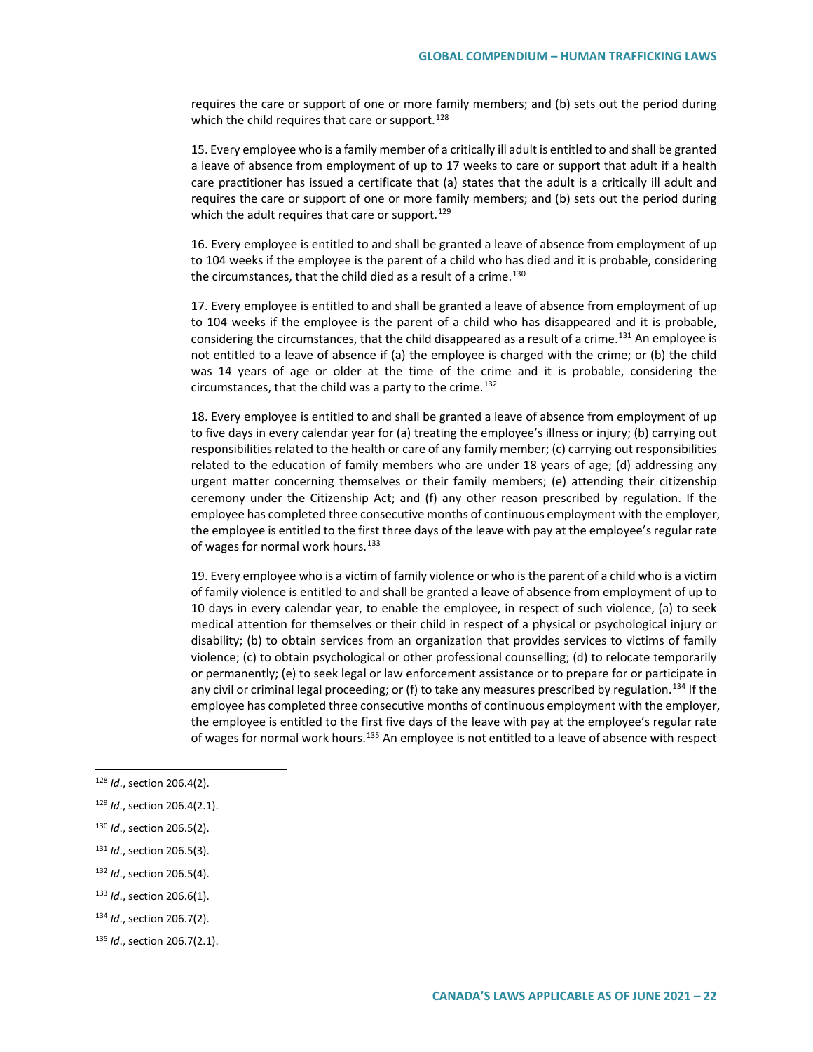requires the care or support of one or more family members; and (b) sets out the period during which the child requires that care or support.[128]

15. Every employee who is a family member of a critically ill adult is entitled to and shall be granted a leave of absence from employment of up to 17 weeks to care or support that adult if a health care practitioner has issued a certificate that (a) states that the adult is a critically ill adult and requires the care or support of one or more family members; and (b) sets out the period during which the adult requires that care or support.[129]

16. Every employee is entitled to and shall be granted a leave of absence from employment of up to 104 weeks if the employee is the parent of a child who has died and it is probable, considering the circumstances, that the child died as a result of a crime.[130]

17. Every employee is entitled to and shall be granted a leave of absence from employment of up to 104 weeks if the employee is the parent of a child who has disappeared and it is probable, considering the circumstances, that the child disappeared as a result of a crime.[131] An employee is not entitled to a leave of absence if (a) the employee is charged with the crime; or (b) the child was 14 years of age or older at the time of the crime and it is probable, considering the circumstances, that the child was a party to the crime.[132]

18. Every employee is entitled to and shall be granted a leave of absence from employment of up to five days in every calendar year for (a) treating the employee's illness or injury; (b) carrying out responsibilities related to the health or care of any family member; (c) carrying out responsibilities related to the education of family members who are under 18 years of age; (d) addressing any urgent matter concerning themselves or their family members; (e) attending their citizenship ceremony under the Citizenship Act; and (f) any other reason prescribed by regulation. If the employee has completed three consecutive months of continuous employment with the employer, the employee is entitled to the first three days of the leave with pay at the employee's regular rate of wages for normal work hours.[133]

19. Every employee who is a victim of family violence or who is the parent of a child who is a victim of family violence is entitled to and shall be granted a leave of absence from employment of up to 10 days in every calendar year, to enable the employee, in respect of such violence, (a) to seek medical attention for themselves or their child in respect of a physical or psychological injury or disability; (b) to obtain services from an organization that provides services to victims of family violence; (c) to obtain psychological or other professional counselling; (d) to relocate temporarily or permanently; (e) to seek legal or law enforcement assistance or to prepare for or participate in any civil or criminal legal proceeding; or (f) to take any measures prescribed by regulation.[134] If the employee has completed three consecutive months of continuous employment with the employer, the employee is entitled to the first five days of the leave with pay at the employee's regular rate of wages for normal work hours.[135] An employee is not entitled to a leave of absence with respect

---

[128] *Id*., section 206.4(2).

[129] *Id*., section 206.4(2.1).

[130] *Id*., section 206.5(2).

[131] *Id*., section 206.5(3).

[132] *Id*., section 206.5(4).

[133] *Id*., section 206.6(1).

[134] *Id*., section 206.7(2).

[135] *Id*., section 206.7(2.1).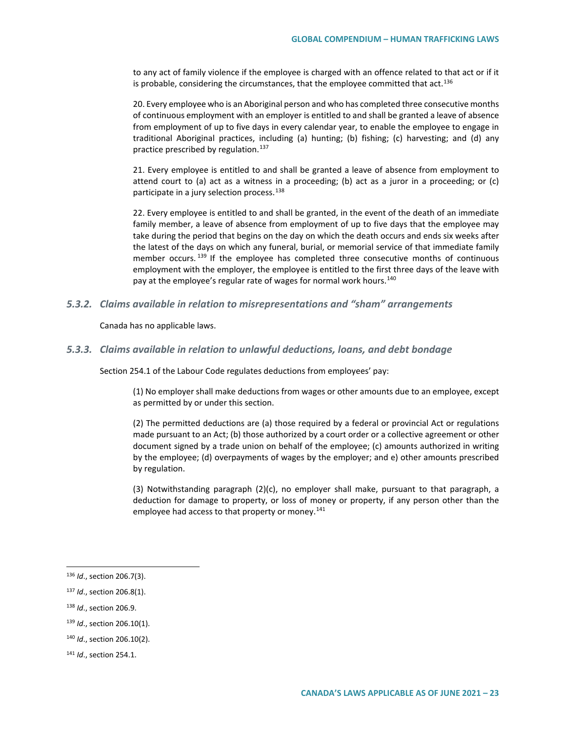to any act of family violence if the employee is charged with an offence related to that act or if it is probable, considering the circumstances, that the employee committed that act.[136]

20. Every employee who is an Aboriginal person and who has completed three consecutive months of continuous employment with an employer is entitled to and shall be granted a leave of absence from employment of up to five days in every calendar year, to enable the employee to engage in traditional Aboriginal practices, including (a) hunting; (b) fishing; (c) harvesting; and (d) any practice prescribed by regulation.[137]

21. Every employee is entitled to and shall be granted a leave of absence from employment to attend court to (a) act as a witness in a proceeding; (b) act as a juror in a proceeding; or (c) participate in a jury selection process.[138]

22. Every employee is entitled to and shall be granted, in the event of the death of an immediate family member, a leave of absence from employment of up to five days that the employee may take during the period that begins on the day on which the death occurs and ends six weeks after the latest of the days on which any funeral, burial, or memorial service of that immediate family member occurs.[139] If the employee has completed three consecutive months of continuous employment with the employer, the employee is entitled to the first three days of the leave with pay at the employee's regular rate of wages for normal work hours.[140]

### *5.3.2. Claims available in relation to misrepresentations and "sham" arrangements*

Canada has no applicable laws.

### *5.3.3. Claims available in relation to unlawful deductions, loans, and debt bondage*

Section 254.1 of the Labour Code regulates deductions from employees' pay:

> (1) No employer shall make deductions from wages or other amounts due to an employee, except as permitted by or under this section.
>
> (2) The permitted deductions are (a) those required by a federal or provincial Act or regulations made pursuant to an Act; (b) those authorized by a court order or a collective agreement or other document signed by a trade union on behalf of the employee; (c) amounts authorized in writing by the employee; (d) overpayments of wages by the employer; and e) other amounts prescribed by regulation.
>
> (3) Notwithstanding paragraph (2)(c), no employer shall make, pursuant to that paragraph, a deduction for damage to property, or loss of money or property, if any person other than the employee had access to that property or money.[141]

---

[136] *Id*., section 206.7(3).

[137] *Id*., section 206.8(1).

[138] *Id*., section 206.9.

[139] *Id*., section 206.10(1).

[140] *Id*., section 206.10(2).

[141] *Id*., section 254.1.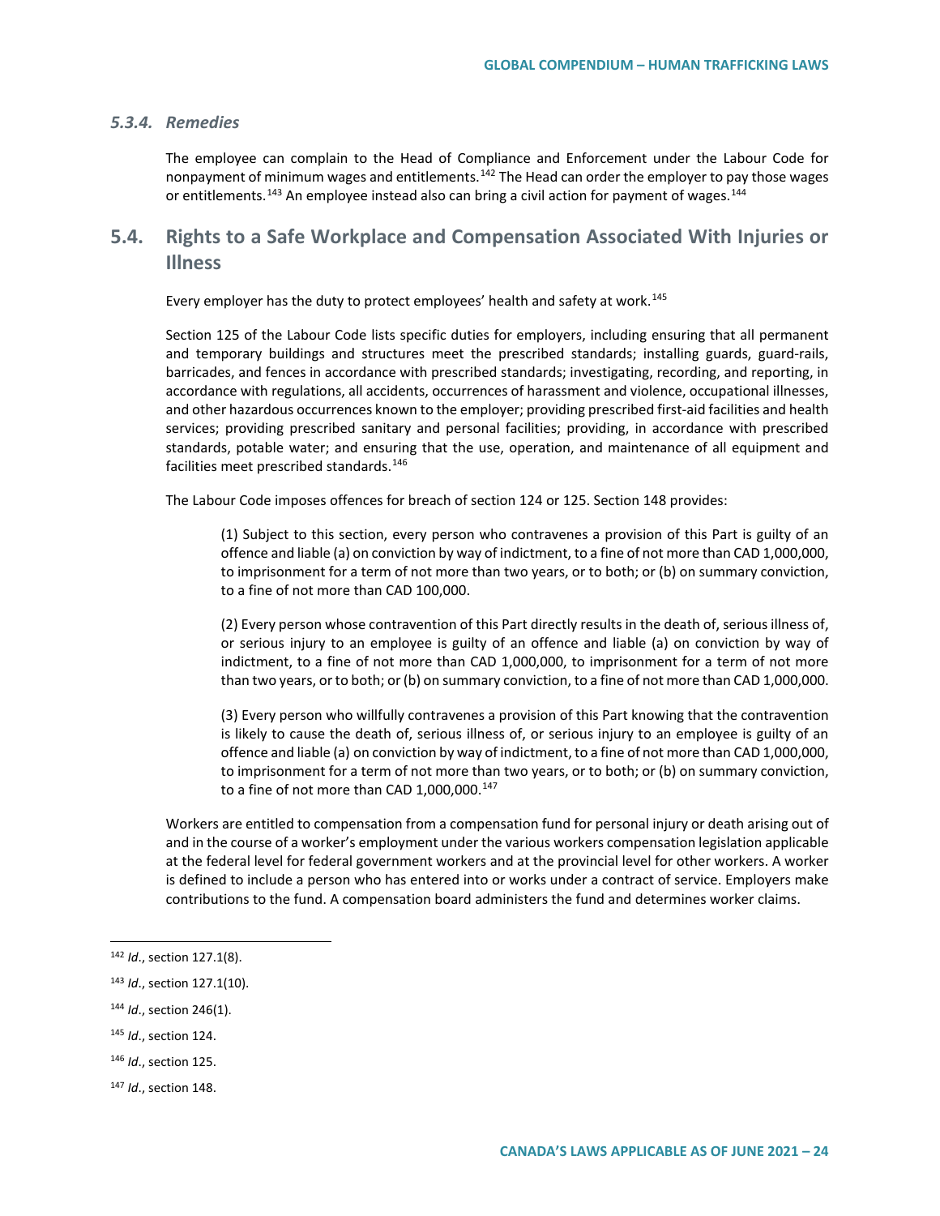### *5.3.4. Remedies*

The employee can complain to the Head of Compliance and Enforcement under the Labour Code for nonpayment of minimum wages and entitlements.[142] The Head can order the employer to pay those wages or entitlements.[143] An employee instead also can bring a civil action for payment of wages.[144]

## 5.4. Rights to a Safe Workplace and Compensation Associated With Injuries or Illness

Every employer has the duty to protect employees' health and safety at work.[145]

Section 125 of the Labour Code lists specific duties for employers, including ensuring that all permanent and temporary buildings and structures meet the prescribed standards; installing guards, guard-rails, barricades, and fences in accordance with prescribed standards; investigating, recording, and reporting, in accordance with regulations, all accidents, occurrences of harassment and violence, occupational illnesses, and other hazardous occurrences known to the employer; providing prescribed first-aid facilities and health services; providing prescribed sanitary and personal facilities; providing, in accordance with prescribed standards, potable water; and ensuring that the use, operation, and maintenance of all equipment and facilities meet prescribed standards.[146]

The Labour Code imposes offences for breach of section 124 or 125. Section 148 provides:

> (1) Subject to this section, every person who contravenes a provision of this Part is guilty of an offence and liable (a) on conviction by way of indictment, to a fine of not more than CAD 1,000,000, to imprisonment for a term of not more than two years, or to both; or (b) on summary conviction, to a fine of not more than CAD 100,000.
>
> (2) Every person whose contravention of this Part directly results in the death of, serious illness of, or serious injury to an employee is guilty of an offence and liable (a) on conviction by way of indictment, to a fine of not more than CAD 1,000,000, to imprisonment for a term of not more than two years, or to both; or (b) on summary conviction, to a fine of not more than CAD 1,000,000.
>
> (3) Every person who willfully contravenes a provision of this Part knowing that the contravention is likely to cause the death of, serious illness of, or serious injury to an employee is guilty of an offence and liable (a) on conviction by way of indictment, to a fine of not more than CAD 1,000,000, to imprisonment for a term of not more than two years, or to both; or (b) on summary conviction, to a fine of not more than CAD 1,000,000.[147]

Workers are entitled to compensation from a compensation fund for personal injury or death arising out of and in the course of a worker's employment under the various workers compensation legislation applicable at the federal level for federal government workers and at the provincial level for other workers. A worker is defined to include a person who has entered into or works under a contract of service. Employers make contributions to the fund. A compensation board administers the fund and determines worker claims.

---

[142] *Id*., section 127.1(8).

[143] *Id*., section 127.1(10).

[144] *Id*., section 246(1).

[145] *Id*., section 124.

[146] *Id*., section 125.

[147] *Id*., section 148.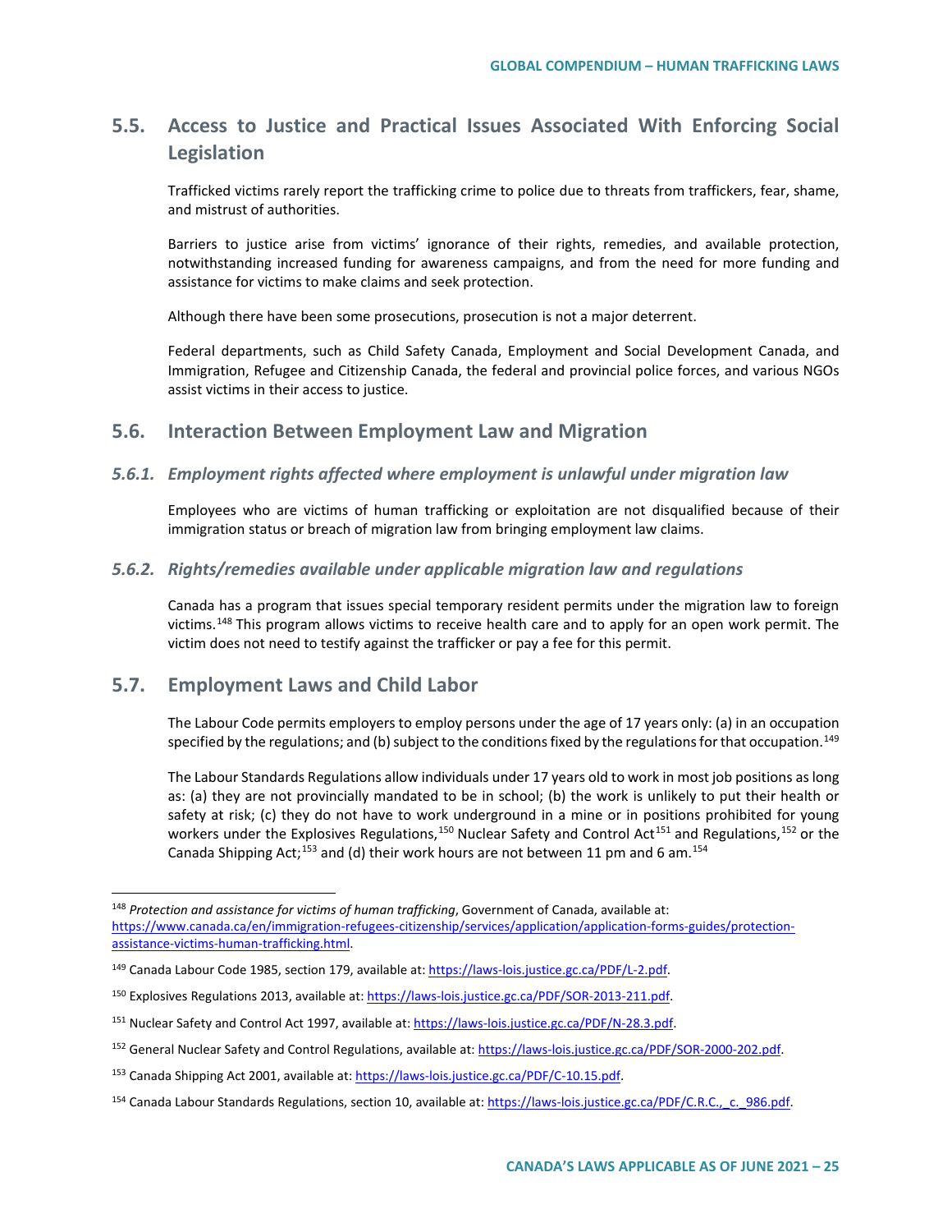## 5.5. Access to Justice and Practical Issues Associated With Enforcing Social Legislation

Trafficked victims rarely report the trafficking crime to police due to threats from traffickers, fear, shame, and mistrust of authorities.

Barriers to justice arise from victims' ignorance of their rights, remedies, and available protection, notwithstanding increased funding for awareness campaigns, and from the need for more funding and assistance for victims to make claims and seek protection.

Although there have been some prosecutions, prosecution is not a major deterrent.

Federal departments, such as Child Safety Canada, Employment and Social Development Canada, and Immigration, Refugee and Citizenship Canada, the federal and provincial police forces, and various NGOs assist victims in their access to justice.

## 5.6. Interaction Between Employment Law and Migration

### *5.6.1. Employment rights affected where employment is unlawful under migration law*

Employees who are victims of human trafficking or exploitation are not disqualified because of their immigration status or breach of migration law from bringing employment law claims.

### *5.6.2. Rights/remedies available under applicable migration law and regulations*

Canada has a program that issues special temporary resident permits under the migration law to foreign victims.[148] This program allows victims to receive health care and to apply for an open work permit. The victim does not need to testify against the trafficker or pay a fee for this permit.

## 5.7. Employment Laws and Child Labor

The Labour Code permits employers to employ persons under the age of 17 years only: (a) in an occupation specified by the regulations; and (b) subject to the conditions fixed by the regulations for that occupation.[149]

The Labour Standards Regulations allow individuals under 17 years old to work in most job positions as long as: (a) they are not provincially mandated to be in school; (b) the work is unlikely to put their health or safety at risk; (c) they do not have to work underground in a mine or in positions prohibited for young workers under the Explosives Regulations,[150] Nuclear Safety and Control Act[151] and Regulations,[152] or the Canada Shipping Act;[153] and (d) their work hours are not between 11 pm and 6 am.[154]

---

[148] *Protection and assistance for victims of human trafficking*, Government of Canada, available at: https://www.canada.ca/en/immigration-refugees-citizenship/services/application/application-forms-guides/protection-assistance-victims-human-trafficking.html.

[149] Canada Labour Code 1985, section 179, available at: https://laws-lois.justice.gc.ca/PDF/L-2.pdf.

[150] Explosives Regulations 2013, available at: https://laws-lois.justice.gc.ca/PDF/SOR-2013-211.pdf.

[151] Nuclear Safety and Control Act 1997, available at: https://laws-lois.justice.gc.ca/PDF/N-28.3.pdf.

[152] General Nuclear Safety and Control Regulations, available at: https://laws-lois.justice.gc.ca/PDF/SOR-2000-202.pdf.

[153] Canada Shipping Act 2001, available at: https://laws-lois.justice.gc.ca/PDF/C-10.15.pdf.

[154] Canada Labour Standards Regulations, section 10, available at: https://laws-lois.justice.gc.ca/PDF/C.R.C.,_c._986.pdf.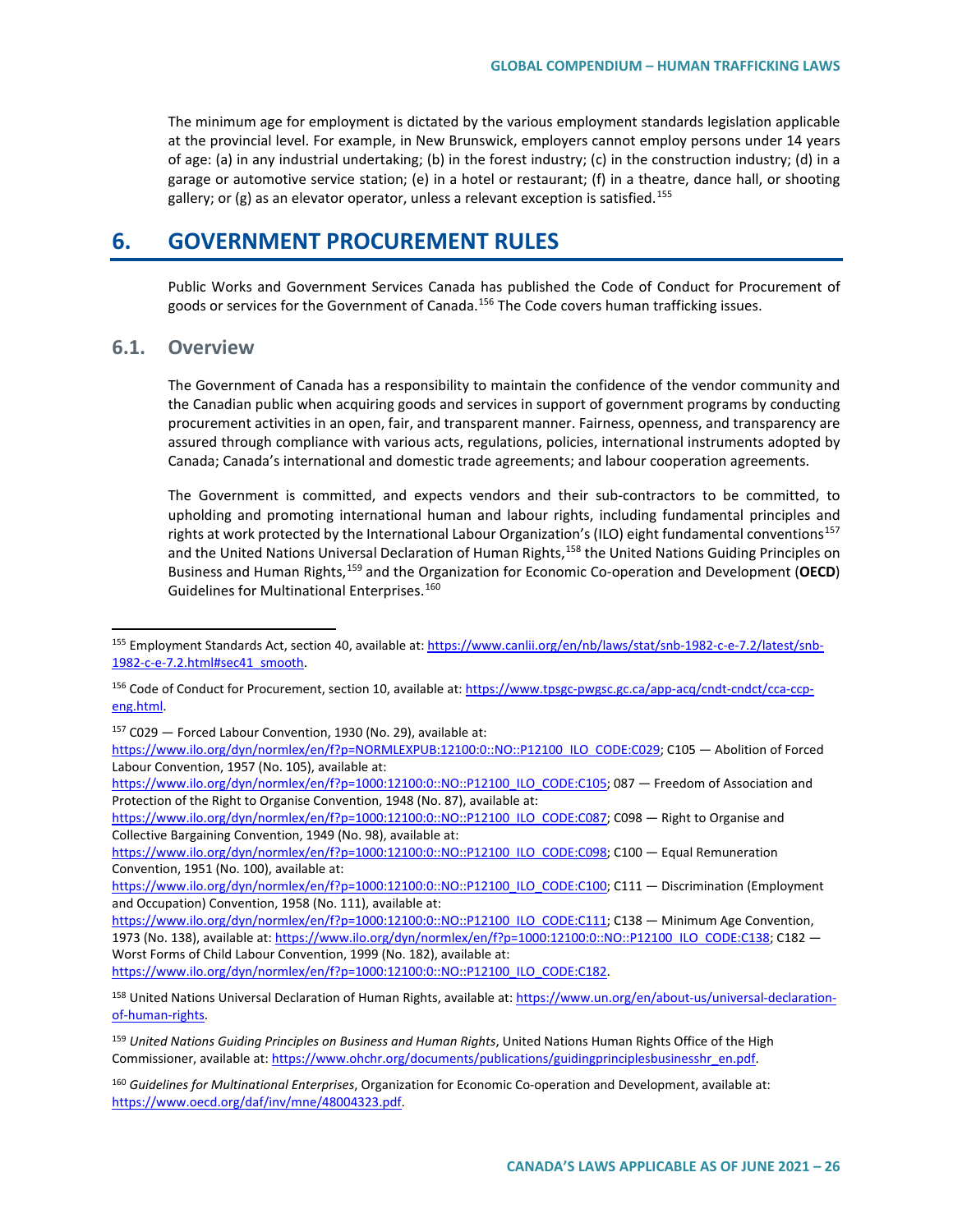The minimum age for employment is dictated by the various employment standards legislation applicable at the provincial level. For example, in New Brunswick, employers cannot employ persons under 14 years of age: (a) in any industrial undertaking; (b) in the forest industry; (c) in the construction industry; (d) in a garage or automotive service station; (e) in a hotel or restaurant; (f) in a theatre, dance hall, or shooting gallery; or (g) as an elevator operator, unless a relevant exception is satisfied.[155]

# 6. GOVERNMENT PROCUREMENT RULES

Public Works and Government Services Canada has published the Code of Conduct for Procurement of goods or services for the Government of Canada.[156] The Code covers human trafficking issues.

## 6.1. Overview

The Government of Canada has a responsibility to maintain the confidence of the vendor community and the Canadian public when acquiring goods and services in support of government programs by conducting procurement activities in an open, fair, and transparent manner. Fairness, openness, and transparency are assured through compliance with various acts, regulations, policies, international instruments adopted by Canada; Canada's international and domestic trade agreements; and labour cooperation agreements.

The Government is committed, and expects vendors and their sub-contractors to be committed, to upholding and promoting international human and labour rights, including fundamental principles and rights at work protected by the International Labour Organization's (ILO) eight fundamental conventions[157] and the United Nations Universal Declaration of Human Rights,[158] the United Nations Guiding Principles on Business and Human Rights,[159] and the Organization for Economic Co-operation and Development (**OECD**) Guidelines for Multinational Enterprises.[160]

---

[155] Employment Standards Act, section 40, available at: https://www.canlii.org/en/nb/laws/stat/snb-1982-c-e-7.2/latest/snb-1982-c-e-7.2.html#sec41_smooth.

[156] Code of Conduct for Procurement, section 10, available at: https://www.tpsgc-pwgsc.gc.ca/app-acq/cndt-cndct/cca-ccp-eng.html.

[157] C029 — Forced Labour Convention, 1930 (No. 29), available at: https://www.ilo.org/dyn/normlex/en/f?p=NORMLEXPUB:12100:0::NO::P12100_ILO_CODE:C029; C105 — Abolition of Forced Labour Convention, 1957 (No. 105), available at: https://www.ilo.org/dyn/normlex/en/f?p=1000:12100:0::NO::P12100_ILO_CODE:C105; 087 — Freedom of Association and Protection of the Right to Organise Convention, 1948 (No. 87), available at: https://www.ilo.org/dyn/normlex/en/f?p=1000:12100:0::NO::P12100_ILO_CODE:C087; C098 — Right to Organise and Collective Bargaining Convention, 1949 (No. 98), available at: https://www.ilo.org/dyn/normlex/en/f?p=1000:12100:0::NO::P12100_ILO_CODE:C098; C100 — Equal Remuneration Convention, 1951 (No. 100), available at: https://www.ilo.org/dyn/normlex/en/f?p=1000:12100:0::NO::P12100_ILO_CODE:C100; C111 — Discrimination (Employment and Occupation) Convention, 1958 (No. 111), available at: https://www.ilo.org/dyn/normlex/en/f?p=1000:12100:0::NO::P12100_ILO_CODE:C111; C138 — Minimum Age Convention, 1973 (No. 138), available at: https://www.ilo.org/dyn/normlex/en/f?p=1000:12100:0::NO::P12100_ILO_CODE:C138; C182 — Worst Forms of Child Labour Convention, 1999 (No. 182), available at: https://www.ilo.org/dyn/normlex/en/f?p=1000:12100:0::NO::P12100_ILO_CODE:C182.

[158] United Nations Universal Declaration of Human Rights, available at: https://www.un.org/en/about-us/universal-declaration-of-human-rights.

[159] *United Nations Guiding Principles on Business and Human Rights*, United Nations Human Rights Office of the High Commissioner, available at: https://www.ohchr.org/documents/publications/guidingprinciplesbusinesshr_en.pdf.

[160] *Guidelines for Multinational Enterprises*, Organization for Economic Co-operation and Development, available at: https://www.oecd.org/daf/inv/mne/48004323.pdf.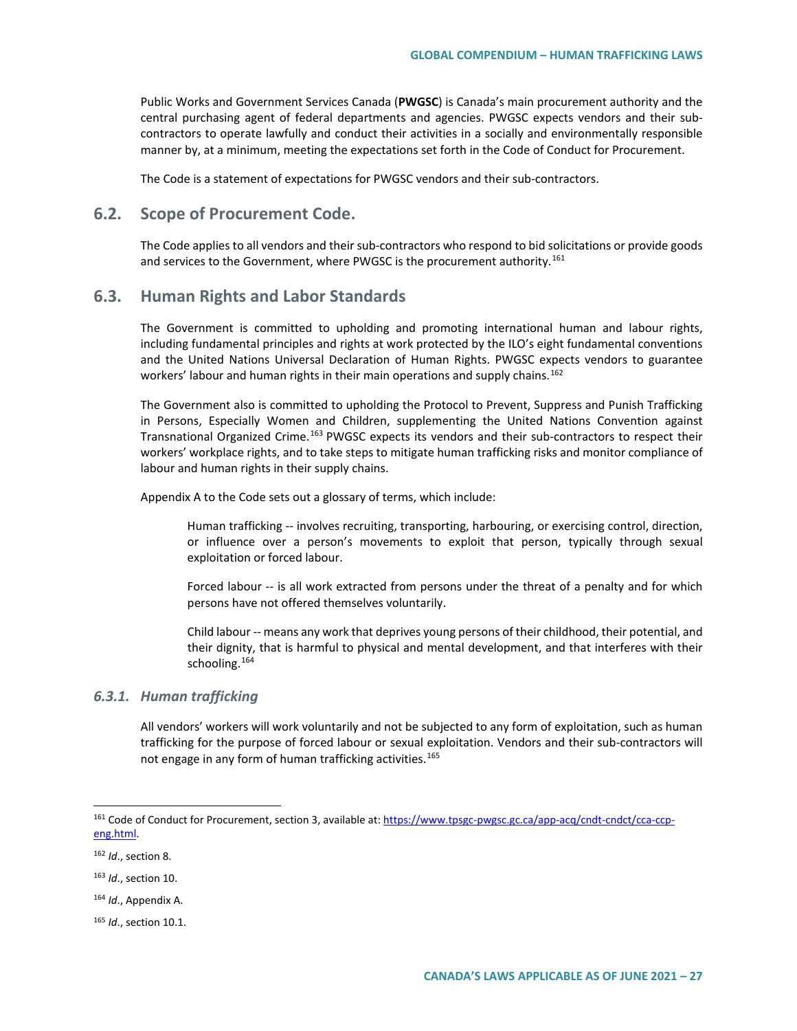Public Works and Government Services Canada (**PWGSC**) is Canada's main procurement authority and the central purchasing agent of federal departments and agencies. PWGSC expects vendors and their sub-contractors to operate lawfully and conduct their activities in a socially and environmentally responsible manner by, at a minimum, meeting the expectations set forth in the Code of Conduct for Procurement.

The Code is a statement of expectations for PWGSC vendors and their sub-contractors.

## 6.2. Scope of Procurement Code.

The Code applies to all vendors and their sub-contractors who respond to bid solicitations or provide goods and services to the Government, where PWGSC is the procurement authority.[161]

## 6.3. Human Rights and Labor Standards

The Government is committed to upholding and promoting international human and labour rights, including fundamental principles and rights at work protected by the ILO's eight fundamental conventions and the United Nations Universal Declaration of Human Rights. PWGSC expects vendors to guarantee workers' labour and human rights in their main operations and supply chains.[162]

The Government also is committed to upholding the Protocol to Prevent, Suppress and Punish Trafficking in Persons, Especially Women and Children, supplementing the United Nations Convention against Transnational Organized Crime.[163] PWGSC expects its vendors and their sub-contractors to respect their workers' workplace rights, and to take steps to mitigate human trafficking risks and monitor compliance of labour and human rights in their supply chains.

Appendix A to the Code sets out a glossary of terms, which include:

> Human trafficking -- involves recruiting, transporting, harbouring, or exercising control, direction, or influence over a person's movements to exploit that person, typically through sexual exploitation or forced labour.
>
> Forced labour -- is all work extracted from persons under the threat of a penalty and for which persons have not offered themselves voluntarily.
>
> Child labour -- means any work that deprives young persons of their childhood, their potential, and their dignity, that is harmful to physical and mental development, and that interferes with their schooling.[164]

### *6.3.1. Human trafficking*

All vendors' workers will work voluntarily and not be subjected to any form of exploitation, such as human trafficking for the purpose of forced labour or sexual exploitation. Vendors and their sub-contractors will not engage in any form of human trafficking activities.[165]

---

[161] Code of Conduct for Procurement, section 3, available at: https://www.tpsgc-pwgsc.gc.ca/app-acq/cndt-cndct/cca-ccp-eng.html.

[162] *Id*., section 8.

[163] *Id*., section 10.

[164] *Id*., Appendix A.

[165] *Id*., section 10.1.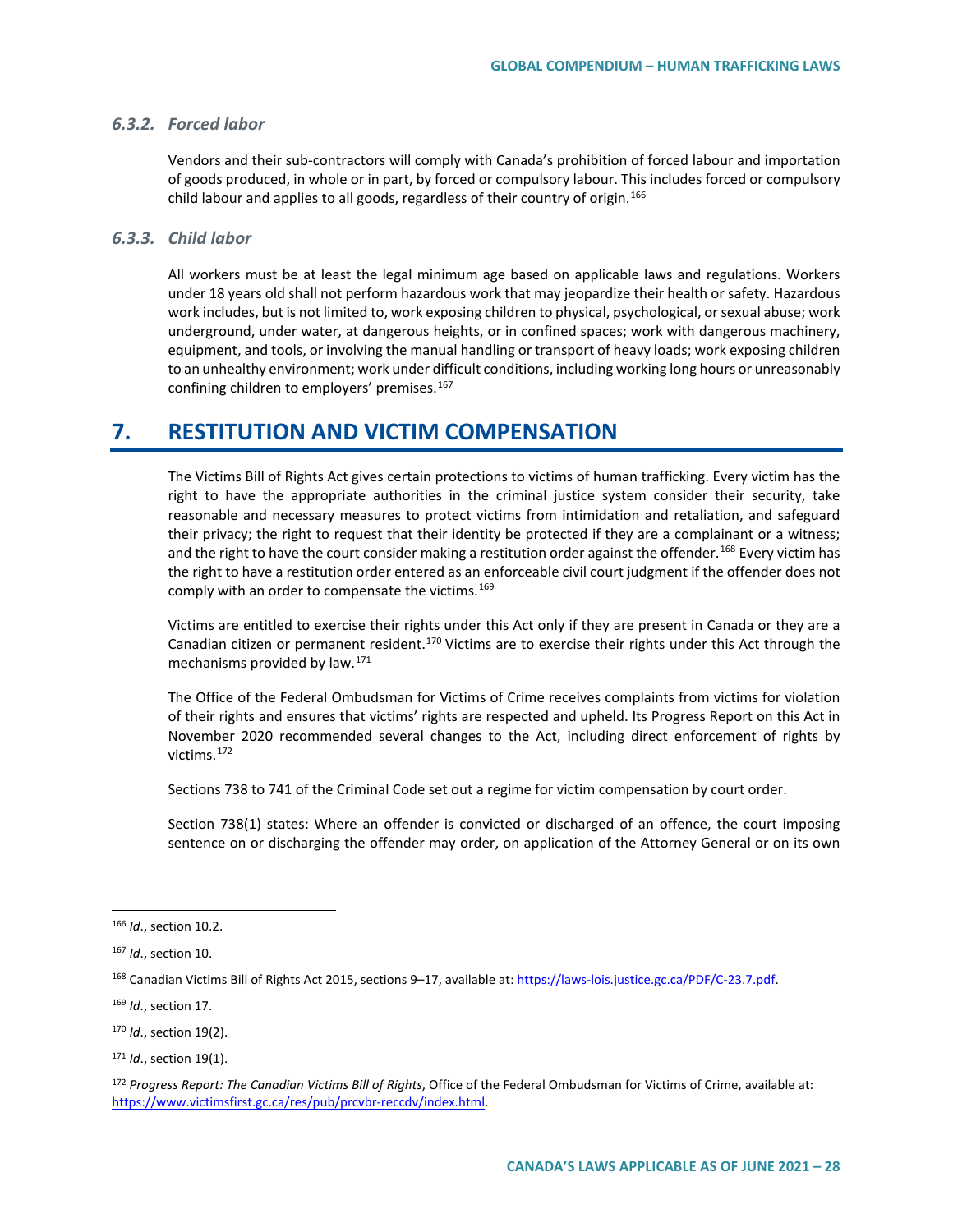### 6.3.2. *Forced labor*

Vendors and their sub-contractors will comply with Canada's prohibition of forced labour and importation of goods produced, in whole or in part, by forced or compulsory labour. This includes forced or compulsory child labour and applies to all goods, regardless of their country of origin.[166]

### 6.3.3. *Child labor*

All workers must be at least the legal minimum age based on applicable laws and regulations. Workers under 18 years old shall not perform hazardous work that may jeopardize their health or safety. Hazardous work includes, but is not limited to, work exposing children to physical, psychological, or sexual abuse; work underground, under water, at dangerous heights, or in confined spaces; work with dangerous machinery, equipment, and tools, or involving the manual handling or transport of heavy loads; work exposing children to an unhealthy environment; work under difficult conditions, including working long hours or unreasonably confining children to employers' premises.[167]

## 7. RESTITUTION AND VICTIM COMPENSATION

The Victims Bill of Rights Act gives certain protections to victims of human trafficking. Every victim has the right to have the appropriate authorities in the criminal justice system consider their security, take reasonable and necessary measures to protect victims from intimidation and retaliation, and safeguard their privacy; the right to request that their identity be protected if they are a complainant or a witness; and the right to have the court consider making a restitution order against the offender.[168] Every victim has the right to have a restitution order entered as an enforceable civil court judgment if the offender does not comply with an order to compensate the victims.[169]

Victims are entitled to exercise their rights under this Act only if they are present in Canada or they are a Canadian citizen or permanent resident.[170] Victims are to exercise their rights under this Act through the mechanisms provided by law.[171]

The Office of the Federal Ombudsman for Victims of Crime receives complaints from victims for violation of their rights and ensures that victims' rights are respected and upheld. Its Progress Report on this Act in November 2020 recommended several changes to the Act, including direct enforcement of rights by victims.[172]

Sections 738 to 741 of the Criminal Code set out a regime for victim compensation by court order.

Section 738(1) states: Where an offender is convicted or discharged of an offence, the court imposing sentence on or discharging the offender may order, on application of the Attorney General or on its own

---

[166] *Id*., section 10.2.

[167] *Id*., section 10.

[168] Canadian Victims Bill of Rights Act 2015, sections 9–17, available at: https://laws-lois.justice.gc.ca/PDF/C-23.7.pdf.

[169] *Id*., section 17.

[170] *Id*., section 19(2).

[171] *Id*., section 19(1).

[172] *Progress Report: The Canadian Victims Bill of Rights*, Office of the Federal Ombudsman for Victims of Crime, available at: https://www.victimsfirst.gc.ca/res/pub/prcvbr-reccdv/index.html.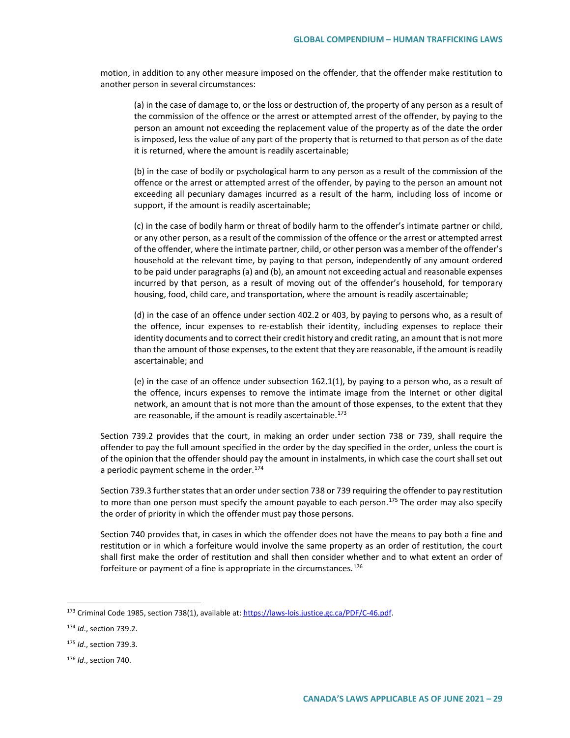motion, in addition to any other measure imposed on the offender, that the offender make restitution to another person in several circumstances:

> (a) in the case of damage to, or the loss or destruction of, the property of any person as a result of the commission of the offence or the arrest or attempted arrest of the offender, by paying to the person an amount not exceeding the replacement value of the property as of the date the order is imposed, less the value of any part of the property that is returned to that person as of the date it is returned, where the amount is readily ascertainable;
>
> (b) in the case of bodily or psychological harm to any person as a result of the commission of the offence or the arrest or attempted arrest of the offender, by paying to the person an amount not exceeding all pecuniary damages incurred as a result of the harm, including loss of income or support, if the amount is readily ascertainable;
>
> (c) in the case of bodily harm or threat of bodily harm to the offender's intimate partner or child, or any other person, as a result of the commission of the offence or the arrest or attempted arrest of the offender, where the intimate partner, child, or other person was a member of the offender's household at the relevant time, by paying to that person, independently of any amount ordered to be paid under paragraphs (a) and (b), an amount not exceeding actual and reasonable expenses incurred by that person, as a result of moving out of the offender's household, for temporary housing, food, child care, and transportation, where the amount is readily ascertainable;
>
> (d) in the case of an offence under section 402.2 or 403, by paying to persons who, as a result of the offence, incur expenses to re-establish their identity, including expenses to replace their identity documents and to correct their credit history and credit rating, an amount that is not more than the amount of those expenses, to the extent that they are reasonable, if the amount is readily ascertainable; and
>
> (e) in the case of an offence under subsection 162.1(1), by paying to a person who, as a result of the offence, incurs expenses to remove the intimate image from the Internet or other digital network, an amount that is not more than the amount of those expenses, to the extent that they are reasonable, if the amount is readily ascertainable.[173]

Section 739.2 provides that the court, in making an order under section 738 or 739, shall require the offender to pay the full amount specified in the order by the day specified in the order, unless the court is of the opinion that the offender should pay the amount in instalments, in which case the court shall set out a periodic payment scheme in the order.[174]

Section 739.3 further states that an order under section 738 or 739 requiring the offender to pay restitution to more than one person must specify the amount payable to each person.[175] The order may also specify the order of priority in which the offender must pay those persons.

Section 740 provides that, in cases in which the offender does not have the means to pay both a fine and restitution or in which a forfeiture would involve the same property as an order of restitution, the court shall first make the order of restitution and shall then consider whether and to what extent an order of forfeiture or payment of a fine is appropriate in the circumstances.[176]

---

[173] Criminal Code 1985, section 738(1), available at: https://laws-lois.justice.gc.ca/PDF/C-46.pdf.

[174] *Id*., section 739.2.

[175] *Id*., section 739.3.

[176] *Id*., section 740.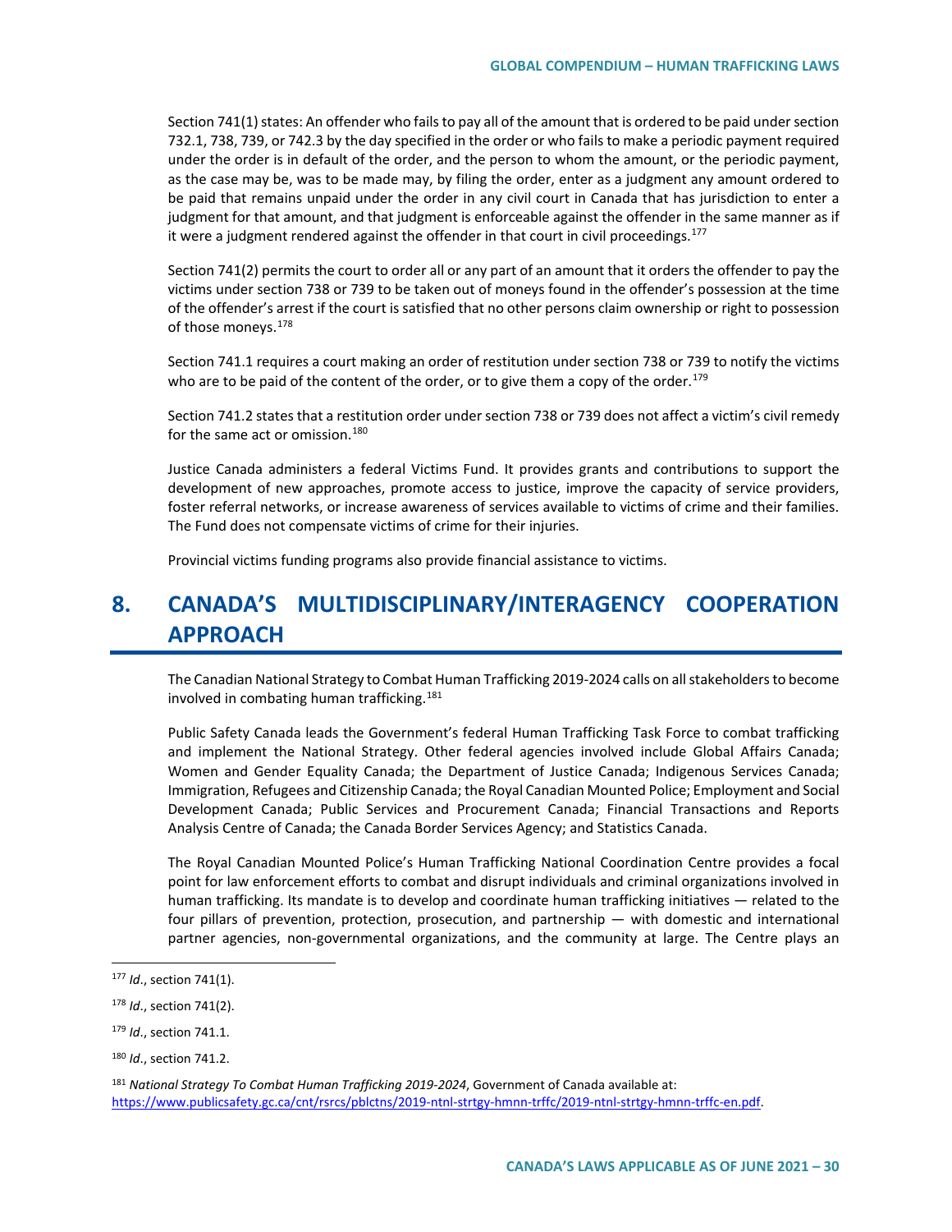Section 741(1) states: An offender who fails to pay all of the amount that is ordered to be paid under section 732.1, 738, 739, or 742.3 by the day specified in the order or who fails to make a periodic payment required under the order is in default of the order, and the person to whom the amount, or the periodic payment, as the case may be, was to be made may, by filing the order, enter as a judgment any amount ordered to be paid that remains unpaid under the order in any civil court in Canada that has jurisdiction to enter a judgment for that amount, and that judgment is enforceable against the offender in the same manner as if it were a judgment rendered against the offender in that court in civil proceedings.[177]

Section 741(2) permits the court to order all or any part of an amount that it orders the offender to pay the victims under section 738 or 739 to be taken out of moneys found in the offender's possession at the time of the offender's arrest if the court is satisfied that no other persons claim ownership or right to possession of those moneys.[178]

Section 741.1 requires a court making an order of restitution under section 738 or 739 to notify the victims who are to be paid of the content of the order, or to give them a copy of the order.[179]

Section 741.2 states that a restitution order under section 738 or 739 does not affect a victim's civil remedy for the same act or omission.[180]

Justice Canada administers a federal Victims Fund. It provides grants and contributions to support the development of new approaches, promote access to justice, improve the capacity of service providers, foster referral networks, or increase awareness of services available to victims of crime and their families. The Fund does not compensate victims of crime for their injuries.

Provincial victims funding programs also provide financial assistance to victims.

# 8. CANADA'S MULTIDISCIPLINARY/INTERAGENCY COOPERATION APPROACH

The Canadian National Strategy to Combat Human Trafficking 2019-2024 calls on all stakeholders to become involved in combating human trafficking.[181]

Public Safety Canada leads the Government's federal Human Trafficking Task Force to combat trafficking and implement the National Strategy. Other federal agencies involved include Global Affairs Canada; Women and Gender Equality Canada; the Department of Justice Canada; Indigenous Services Canada; Immigration, Refugees and Citizenship Canada; the Royal Canadian Mounted Police; Employment and Social Development Canada; Public Services and Procurement Canada; Financial Transactions and Reports Analysis Centre of Canada; the Canada Border Services Agency; and Statistics Canada.

The Royal Canadian Mounted Police's Human Trafficking National Coordination Centre provides a focal point for law enforcement efforts to combat and disrupt individuals and criminal organizations involved in human trafficking. Its mandate is to develop and coordinate human trafficking initiatives — related to the four pillars of prevention, protection, prosecution, and partnership — with domestic and international partner agencies, non-governmental organizations, and the community at large. The Centre plays an

---

[177] *Id*., section 741(1).

[178] *Id*., section 741(2).

[179] *Id*., section 741.1.

[180] *Id*., section 741.2.

[181] *National Strategy To Combat Human Trafficking 2019-2024*, Government of Canada available at: https://www.publicsafety.gc.ca/cnt/rsrcs/pblctns/2019-ntnl-strtgy-hmnn-trffc/2019-ntnl-strtgy-hmnn-trffc-en.pdf.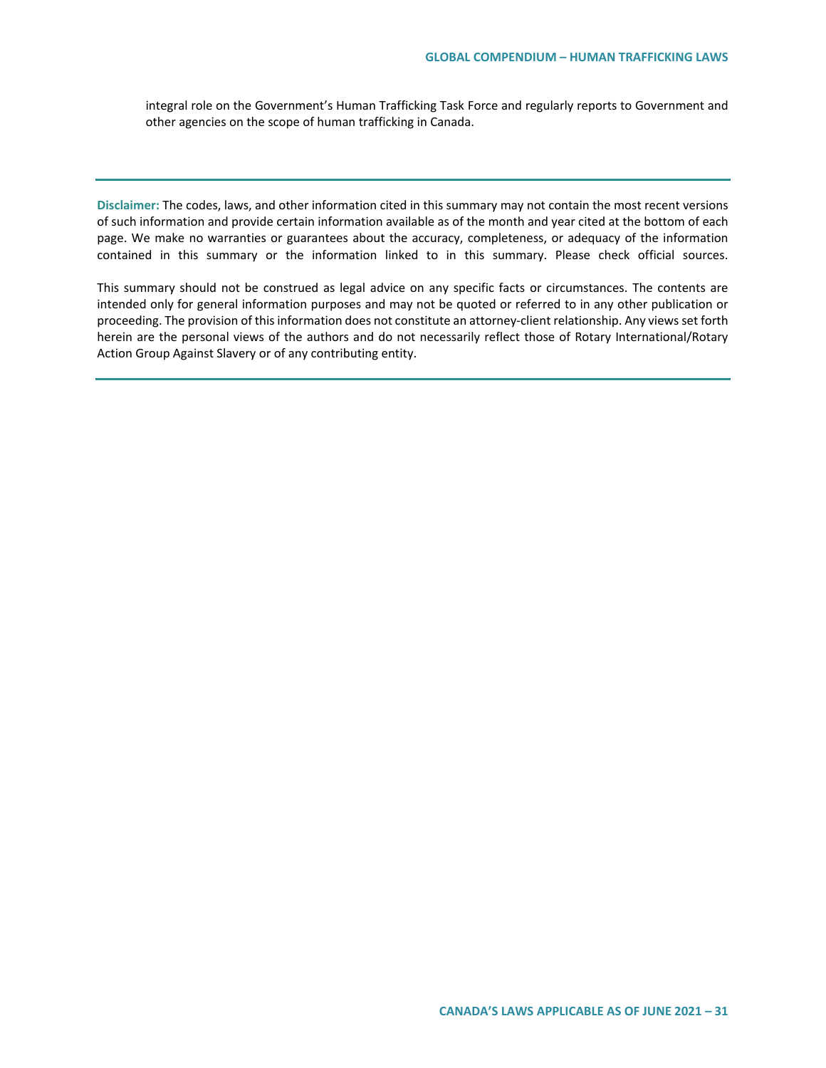integral role on the Government's Human Trafficking Task Force and regularly reports to Government and other agencies on the scope of human trafficking in Canada.

---

**Disclaimer:** The codes, laws, and other information cited in this summary may not contain the most recent versions of such information and provide certain information available as of the month and year cited at the bottom of each page. We make no warranties or guarantees about the accuracy, completeness, or adequacy of the information contained in this summary or the information linked to in this summary. Please check official sources.

This summary should not be construed as legal advice on any specific facts or circumstances. The contents are intended only for general information purposes and may not be quoted or referred to in any other publication or proceeding. The provision of this information does not constitute an attorney-client relationship. Any views set forth herein are the personal views of the authors and do not necessarily reflect those of Rotary International/Rotary Action Group Against Slavery or of any contributing entity.

---